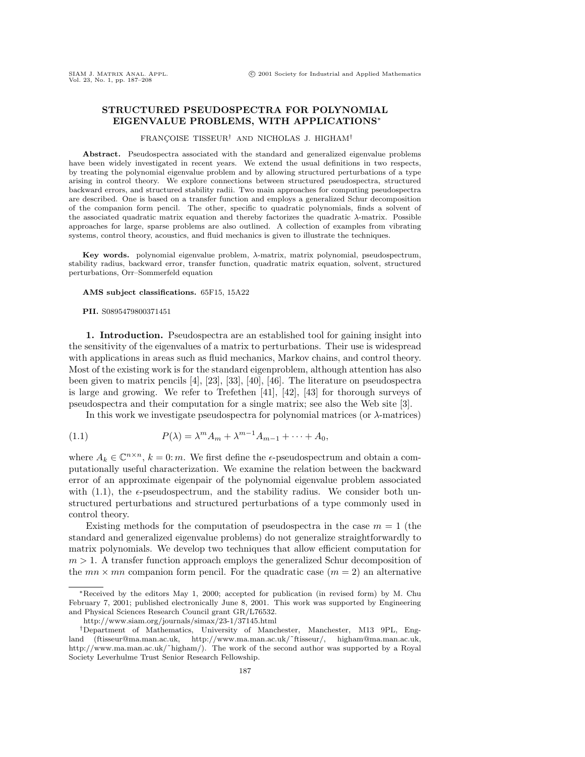# STRUCTURED PSEUDOSPECTRA FOR POLYNOMIAL EIGENVALUE PROBLEMS, WITH APPLICATIONS*

FRANÇOISE TISSEUR† AND NICHOLAS J. HIGHAM†

**Abstract.** Pseudospectra associated with the standard and generalized eigenvalue problems have been widely investigated in recent years. We extend the usual definitions in two respects, by treating the polynomial eigenvalue problem and by allowing structured perturbations of a type arising in control theory. We explore connections between structured pseudospectra, structured backward errors, and structured stability radii. Two main approaches for computing pseudospectra are described. One is based on a transfer function and employs a generalized Schur decomposition of the companion form pencil. The other, specific to quadratic polynomials, finds a solvent of the associated quadratic matrix equation and thereby factorizes the quadratic $\lambda$-matrix. Possible approaches for large, sparse problems are also outlined. A collection of examples from vibrating systems, control theory, acoustics, and fluid mechanics is given to illustrate the techniques.

**Key words.** polynomial eigenvalue problem, $\lambda$-matrix, matrix polynomial, pseudospectrum, stability radius, backward error, transfer function, quadratic matrix equation, solvent, structured perturbations, Orr–Sommerfeld equation

**AMS subject classifications.** 65F15, 15A22

**PII.** S0895479800371451

## 1. Introduction.

Pseudospectra are an established tool for gaining insight into the sensitivity of the eigenvalues of a matrix to perturbations. Their use is widespread with applications in areas such as fluid mechanics, Markov chains, and control theory. Most of the existing work is for the standard eigenproblem, although attention has also been given to matrix pencils [4], [23], [33], [40], [46]. The literature on pseudospectra is large and growing. We refer to Trefethen [41], [42], [43] for thorough surveys of pseudospectra and their computation for a single matrix; see also the Web site [3].

In this work we investigate pseudospectra for polynomial matrices (or $\lambda$-matrices)

$$P(\lambda) = \lambda^m A_m + \lambda^{m-1} A_{m-1} + \cdots + A_0, \tag{1.1}$$

where $A_k \in \mathbb{C}^{n\times n}$, $k = 0{:}\,m$. We first define the $\epsilon$-pseudospectrum and obtain a computationally useful characterization. We examine the relation between the backward error of an approximate eigenpair of the polynomial eigenvalue problem associated with (1.1), the $\epsilon$-pseudospectrum, and the stability radius. We consider both unstructured perturbations and structured perturbations of a type commonly used in control theory.

Existing methods for the computation of pseudospectra in the case $m = 1$ (the standard and generalized eigenvalue problems) do not generalize straightforwardly to matrix polynomials. We develop two techniques that allow efficient computation for $m > 1$. A transfer function approach employs the generalized Schur decomposition of the $mn \times mn$ companion form pencil. For the quadratic case ($m = 2$) an alternative

---

*Received by the editors May 1, 2000; accepted for publication (in revised form) by M. Chu February 7, 2001; published electronically June 8, 2001. This work was supported by Engineering and Physical Sciences Research Council grant GR/L76532.

http://www.siam.org/journals/simax/23-1/37145.html

†Department of Mathematics, University of Manchester, Manchester, M13 9PL, England (ftisseur@ma.man.ac.uk, http://www.ma.man.ac.uk/~ftisseur/, higham@ma.man.ac.uk, http://www.ma.man.ac.uk/~higham/). The work of the second author was supported by a Royal Society Leverhulme Trust Senior Research Fellowship.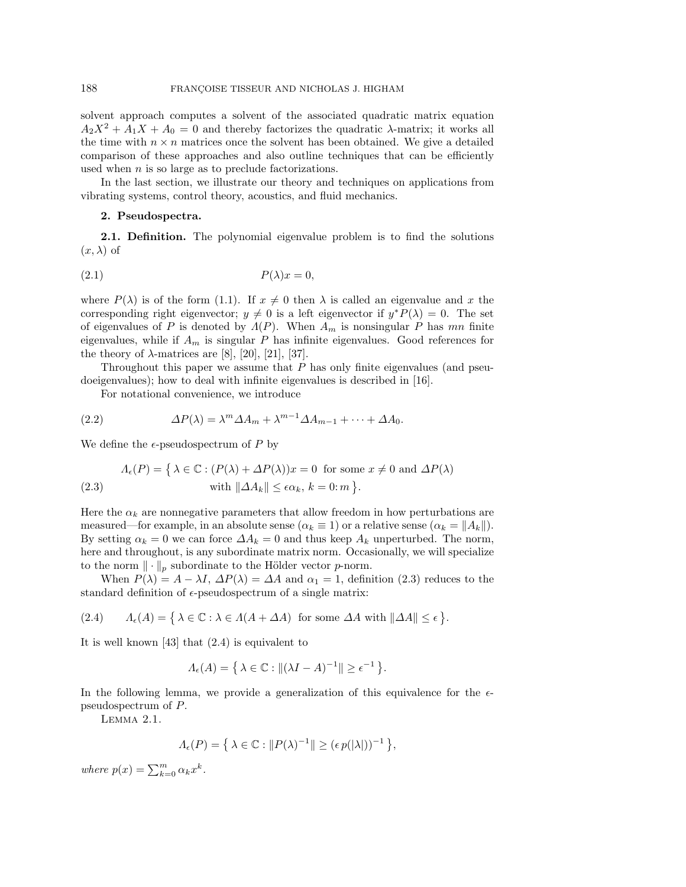solvent approach computes a solvent of the associated quadratic matrix equation $A_2X^2 + A_1X + A_0 = 0$ and thereby factorizes the quadratic $\lambda$-matrix; it works all the time with $n \times n$ matrices once the solvent has been obtained. We give a detailed comparison of these approaches and also outline techniques that can be efficiently used when $n$ is so large as to preclude factorizations.

In the last section, we illustrate our theory and techniques on applications from vibrating systems, control theory, acoustics, and fluid mechanics.

## 2. Pseudospectra.

**2.1. Definition.** The polynomial eigenvalue problem is to find the solutions $(x, \lambda)$ of

$$P(\lambda)x = 0, \tag{2.1}$$

where $P(\lambda)$ is of the form (1.1). If $x \neq 0$ then $\lambda$ is called an eigenvalue and $x$ the corresponding right eigenvector; $y \neq 0$ is a left eigenvector if $y^*P(\lambda) = 0$. The set of eigenvalues of $P$ is denoted by $\Lambda(P)$. When $A_m$ is nonsingular $P$ has $mn$ finite eigenvalues, while if $A_m$ is singular $P$ has infinite eigenvalues. Good references for the theory of $\lambda$-matrices are [8], [20], [21], [37].

Throughout this paper we assume that $P$ has only finite eigenvalues (and pseudoeigenvalues); how to deal with infinite eigenvalues is described in [16].

For notational convenience, we introduce

$$\Delta P(\lambda) = \lambda^m \Delta A_m + \lambda^{m-1}\Delta A_{m-1} + \cdots + \Delta A_0. \tag{2.2}$$

We define the $\epsilon$-pseudospectrum of $P$ by

$$\Lambda_\epsilon(P) = \big\{\, \lambda \in \mathbb{C} : (P(\lambda) + \Delta P(\lambda))x = 0 \text{ for some } x \neq 0 \text{ and } \Delta P(\lambda) \text{ with } \|\Delta A_k\| \le \epsilon \alpha_k,\ k = 0\colon m \,\big\}. \tag{2.3}$$

Here the $\alpha_k$ are nonnegative parameters that allow freedom in how perturbations are measured—for example, in an absolute sense ($\alpha_k \equiv 1$) or a relative sense ($\alpha_k = \|A_k\|$). By setting $\alpha_k = 0$ we can force $\Delta A_k = 0$ and thus keep $A_k$ unperturbed. The norm, here and throughout, is any subordinate matrix norm. Occasionally, we will specialize to the norm $\|\cdot\|_p$ subordinate to the Hölder vector $p$-norm.

When $P(\lambda) = A - \lambda I$, $\Delta P(\lambda) = \Delta A$ and $\alpha_1 = 1$, definition (2.3) reduces to the standard definition of $\epsilon$-pseudospectrum of a single matrix:

$$\Lambda_\epsilon(A) = \big\{\, \lambda \in \mathbb{C} : \lambda \in \Lambda(A + \Delta A) \text{ for some } \Delta A \text{ with } \|\Delta A\| \le \epsilon \,\big\}. \tag{2.4}$$

It is well known [43] that (2.4) is equivalent to

$$\Lambda_\epsilon(A) = \big\{\, \lambda \in \mathbb{C} : \|(\lambda I - A)^{-1}\| \ge \epsilon^{-1} \,\big\}.$$

In the following lemma, we provide a generalization of this equivalence for the $\epsilon$-pseudospectrum of $P$.

Lemma 2.1.

$$\Lambda_\epsilon(P) = \big\{\, \lambda \in \mathbb{C} : \|P(\lambda)^{-1}\| \ge (\epsilon\, p(|\lambda|))^{-1} \,\big\},$$

*where* $p(x) = \sum_{k=0}^{m} \alpha_k x^k$.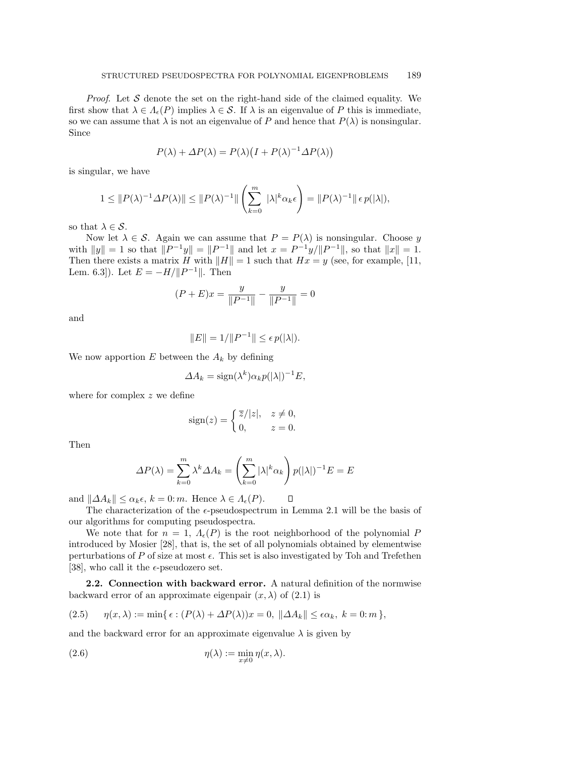*Proof*. Let $\mathcal{S}$ denote the set on the right-hand side of the claimed equality. We first show that $\lambda \in \Lambda_\epsilon(P)$ implies $\lambda \in \mathcal{S}$. If $\lambda$ is an eigenvalue of $P$ this is immediate, so we can assume that $\lambda$ is not an eigenvalue of $P$ and hence that $P(\lambda)$ is nonsingular. Since

$$P(\lambda) + \Delta P(\lambda) = P(\lambda)\big(I + P(\lambda)^{-1}\Delta P(\lambda)\big)$$

is singular, we have

$$1 \le \|P(\lambda)^{-1}\Delta P(\lambda)\| \le \|P(\lambda)^{-1}\| \left(\sum_{k=0}^{m} |\lambda|^k \alpha_k \epsilon\right) = \|P(\lambda)^{-1}\| \, \epsilon \, p(|\lambda|),$$

so that $\lambda \in \mathcal{S}$.

Now let $\lambda \in \mathcal{S}$. Again we can assume that $P = P(\lambda)$ is nonsingular. Choose $y$ with $\|y\| = 1$ so that $\|P^{-1}y\| = \|P^{-1}\|$ and let $x = P^{-1}y/\|P^{-1}\|$, so that $\|x\| = 1$. Then there exists a matrix $H$ with $\|H\| = 1$ such that $Hx = y$ (see, for example, [11, Lem. 6.3]). Let $E = -H/\|P^{-1}\|$. Then

$$(P + E)x = \frac{y}{\|P^{-1}\|} - \frac{y}{\|P^{-1}\|} = 0$$

and

$$\|E\| = 1/\|P^{-1}\| \le \epsilon \, p(|\lambda|).$$

We now apportion $E$ between the $A_k$ by defining

$$\Delta A_k = \operatorname{sign}(\lambda^k)\alpha_k p(|\lambda|)^{-1} E,$$

where for complex $z$ we define

$$\operatorname{sign}(z) = \begin{cases} \overline{z}/|z|, & z \ne 0, \\ 0, & z = 0. \end{cases}$$

Then

$$\Delta P(\lambda) = \sum_{k=0}^{m} \lambda^k \Delta A_k = \left(\sum_{k=0}^{m} |\lambda|^k \alpha_k\right) p(|\lambda|)^{-1} E = E$$

and $\|\Delta A_k\| \le \alpha_k \epsilon$, $k = 0\colon m$. Hence $\lambda \in \Lambda_\epsilon(P)$. $\square$

The characterization of the $\epsilon$-pseudospectrum in Lemma 2.1 will be the basis of our algorithms for computing pseudospectra.

We note that for $n = 1$, $\Lambda_\epsilon(P)$ is the root neighborhood of the polynomial $P$ introduced by Mosier [28], that is, the set of all polynomials obtained by elementwise perturbations of $P$ of size at most $\epsilon$. This set is also investigated by Toh and Trefethen [38], who call it the $\epsilon$-pseudozero set.

**2.2. Connection with backward error.** A natural definition of the normwise backward error of an approximate eigenpair $(x, \lambda)$ of (2.1) is

$$\eta(x, \lambda) := \min\{\, \epsilon : (P(\lambda) + \Delta P(\lambda))x = 0, \ \|\Delta A_k\| \le \epsilon \alpha_k, \ k = 0\colon m \,\}, \tag{2.5}$$

and the backward error for an approximate eigenvalue $\lambda$ is given by

$$\eta(\lambda) := \min_{x \ne 0} \eta(x, \lambda). \tag{2.6}$$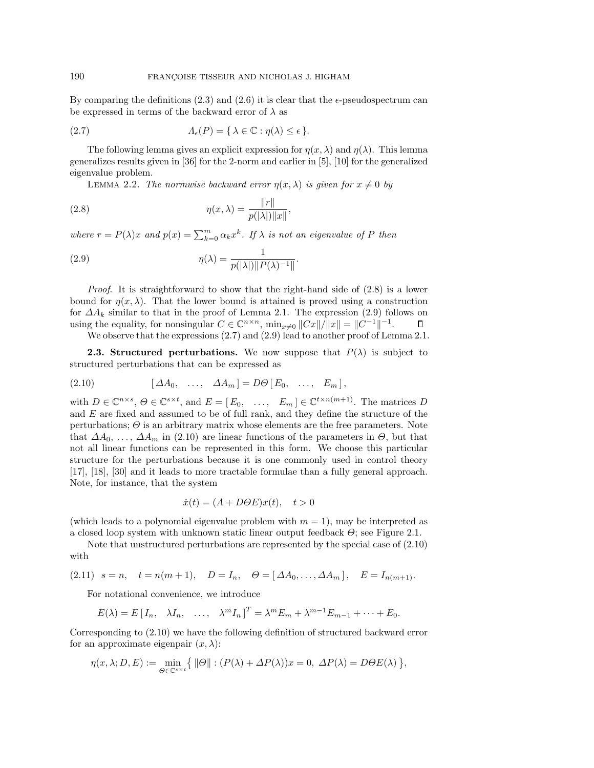By comparing the definitions (2.3) and (2.6) it is clear that the $\epsilon$-pseudospectrum can be expressed in terms of the backward error of $\lambda$ as

$$\Lambda_\epsilon(P) = \{ \lambda \in \mathbb{C} : \eta(\lambda) \le \epsilon \}. \tag{2.7}$$

The following lemma gives an explicit expression for $\eta(x, \lambda)$ and $\eta(\lambda)$. This lemma generalizes results given in [36] for the 2-norm and earlier in [5], [10] for the generalized eigenvalue problem.

Lemma 2.2. *The normwise backward error $\eta(x, \lambda)$ is given for $x \neq 0$ by*

$$\eta(x, \lambda) = \frac{\|r\|}{p(|\lambda|)\|x\|}, \tag{2.8}$$

*where $r = P(\lambda)x$ and $p(x) = \sum_{k=0}^{m} \alpha_k x^k$. If $\lambda$ is not an eigenvalue of $P$ then*

$$\eta(\lambda) = \frac{1}{p(|\lambda|)\|P(\lambda)^{-1}\|}. \tag{2.9}$$

*Proof.* It is straightforward to show that the right-hand side of (2.8) is a lower bound for $\eta(x, \lambda)$. That the lower bound is attained is proved using a construction for $\Delta A_k$ similar to that in the proof of Lemma 2.1. The expression (2.9) follows on using the equality, for nonsingular $C \in \mathbb{C}^{n \times n}$, $\min_{x \neq 0} \|Cx\|/\|x\| = \|C^{-1}\|^{-1}$. ◻

We observe that the expressions (2.7) and (2.9) lead to another proof of Lemma 2.1.

**2.3. Structured perturbations.** We now suppose that $P(\lambda)$ is subject to structured perturbations that can be expressed as

$$[\, \Delta A_0, \quad \ldots, \quad \Delta A_m \,] = D \Theta \, [\, E_0, \quad \ldots, \quad E_m \,], \tag{2.10}$$

with $D \in \mathbb{C}^{n \times s}$, $\Theta \in \mathbb{C}^{s \times t}$, and $E = [\, E_0, \quad \ldots, \quad E_m \,] \in \mathbb{C}^{t \times n(m+1)}$. The matrices $D$ and $E$ are fixed and assumed to be of full rank, and they define the structure of the perturbations; $\Theta$ is an arbitrary matrix whose elements are the free parameters. Note that $\Delta A_0, \ldots, \Delta A_m$ in (2.10) are linear functions of the parameters in $\Theta$, but that not all linear functions can be represented in this form. We choose this particular structure for the perturbations because it is one commonly used in control theory [17], [18], [30] and it leads to more tractable formulae than a fully general approach. Note, for instance, that the system

$$\dot{x}(t) = (A + D\Theta E)x(t), \quad t > 0$$

(which leads to a polynomial eigenvalue problem with $m = 1$), may be interpreted as a closed loop system with unknown static linear output feedback $\Theta$; see Figure 2.1.

Note that unstructured perturbations are represented by the special case of (2.10) with

$$s = n, \quad t = n(m+1), \quad D = I_n, \quad \Theta = [\, \Delta A_0, \ldots, \Delta A_m \,], \quad E = I_{n(m+1)}. \tag{2.11}$$

For notational convenience, we introduce

$$E(\lambda) = E \, [\, I_n, \quad \lambda I_n, \quad \ldots, \quad \lambda^m I_n \,]^T = \lambda^m E_m + \lambda^{m-1} E_{m-1} + \cdots + E_0.$$

Corresponding to (2.10) we have the following definition of structured backward error for an approximate eigenpair $(x, \lambda)$:

$$\eta(x, \lambda; D, E) := \min_{\Theta \in \mathbb{C}^{s \times t}} \left\{ \|\Theta\| : (P(\lambda) + \Delta P(\lambda))x = 0, \ \Delta P(\lambda) = D\Theta E(\lambda) \right\},$$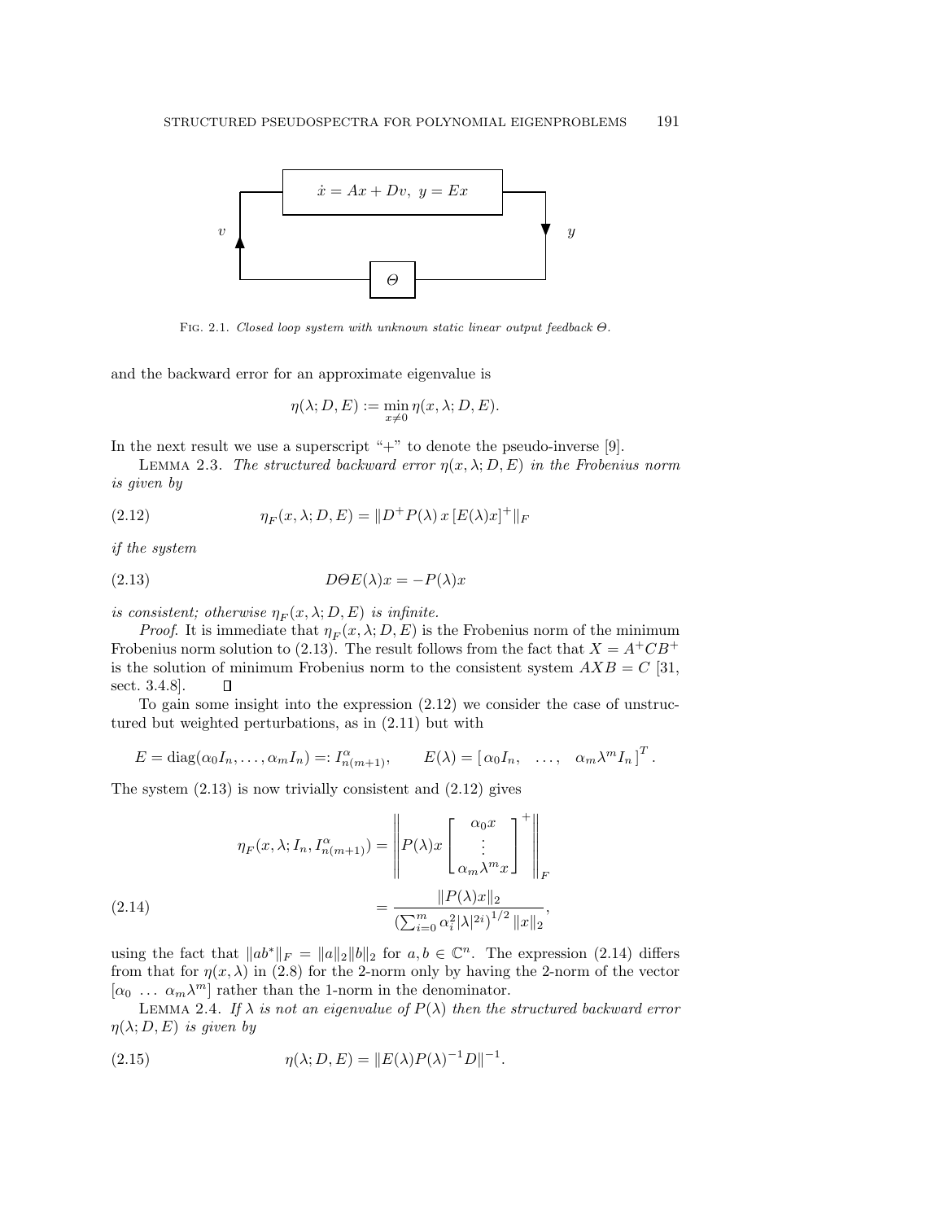Fig. 2.1. *Closed loop system with unknown static linear output feedback $\Theta$.*

and the backward error for an approximate eigenvalue is

$$\eta(\lambda; D, E) := \min_{x \neq 0} \eta(x, \lambda; D, E).$$

In the next result we use a superscript "+" to denote the pseudo-inverse [9].

Lemma 2.3. *The structured backward error $\eta(x, \lambda; D, E)$ in the Frobenius norm is given by*

$$\eta_F(x, \lambda; D, E) = \|D^+ P(\lambda)\, x\, [E(\lambda)x]^+\|_F \tag{2.12}$$

*if the system*

$$D\Theta E(\lambda)x = -P(\lambda)x \tag{2.13}$$

*is consistent; otherwise $\eta_F(x, \lambda; D, E)$ is infinite.*

*Proof.* It is immediate that $\eta_F(x, \lambda; D, E)$ is the Frobenius norm of the minimum Frobenius norm solution to (2.13). The result follows from the fact that $X = A^+ C B^+$ is the solution of minimum Frobenius norm to the consistent system $AXB = C$ [31, sect. 3.4.8]. $\square$

To gain some insight into the expression (2.12) we consider the case of unstructured but weighted perturbations, as in (2.11) but with

$$E = \mathrm{diag}(\alpha_0 I_n, \ldots, \alpha_m I_n) =: I^{\alpha}_{n(m+1)}, \qquad E(\lambda) = \left[\, \alpha_0 I_n, \quad \ldots, \quad \alpha_m \lambda^m I_n \,\right]^T.$$

The system (2.13) is now trivially consistent and (2.12) gives

$$\begin{aligned}
\eta_F(x, \lambda; I_n, I^{\alpha}_{n(m+1)}) &= \left\| P(\lambda)x \begin{bmatrix} \alpha_0 x \\ \vdots \\ \alpha_m \lambda^m x \end{bmatrix}^+ \right\|_F \\
&= \frac{\|P(\lambda)x\|_2}{\left(\sum_{i=0}^m \alpha_i^2 |\lambda|^{2i}\right)^{1/2} \|x\|_2},
\end{aligned} \tag{2.14}$$

using the fact that $\|ab^*\|_F = \|a\|_2 \|b\|_2$ for $a, b \in \mathbb{C}^n$. The expression (2.14) differs from that for $\eta(x, \lambda)$ in (2.8) for the 2-norm only by having the 2-norm of the vector $[\alpha_0 \;\ldots\; \alpha_m \lambda^m]$ rather than the 1-norm in the denominator.

Lemma 2.4. *If $\lambda$ is not an eigenvalue of $P(\lambda)$ then the structured backward error $\eta(\lambda; D, E)$ is given by*

$$\eta(\lambda; D, E) = \|E(\lambda) P(\lambda)^{-1} D\|^{-1}. \tag{2.15}$$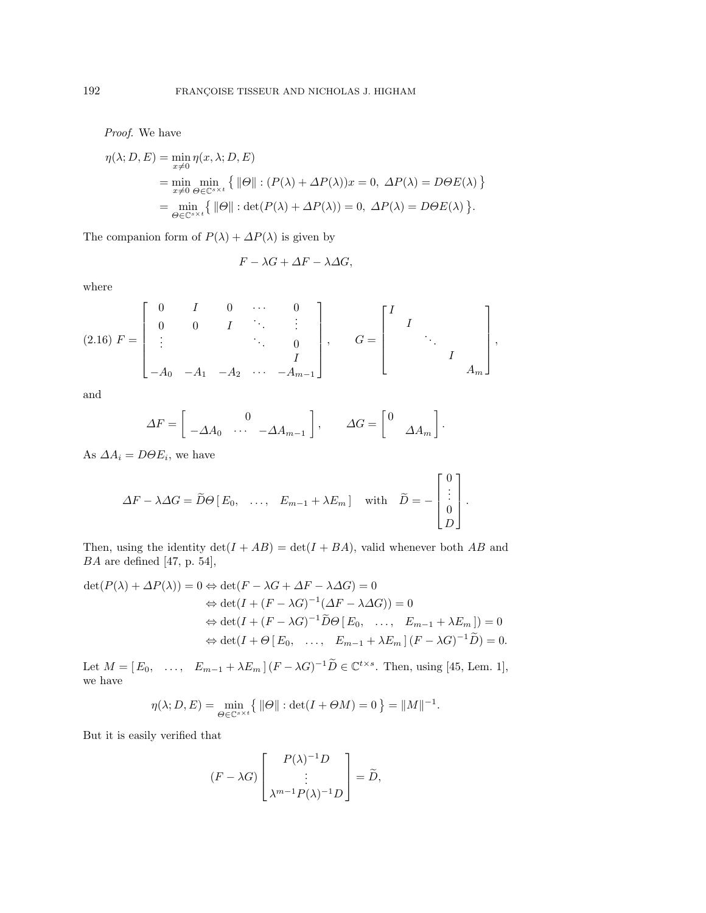*Proof.* We have

$$
\begin{aligned}
\eta(\lambda; D, E) &= \min_{x \neq 0} \eta(x, \lambda; D, E) \\
&= \min_{x \neq 0} \min_{\Theta \in \mathbb{C}^{s \times t}} \left\{ \|\Theta\| : (P(\lambda) + \Delta P(\lambda))x = 0,\ \Delta P(\lambda) = D\Theta E(\lambda) \right\} \\
&= \min_{\Theta \in \mathbb{C}^{s \times t}} \left\{ \|\Theta\| : \det(P(\lambda) + \Delta P(\lambda)) = 0,\ \Delta P(\lambda) = D\Theta E(\lambda) \right\}.
\end{aligned}
$$

The companion form of $P(\lambda) + \Delta P(\lambda)$ is given by

$$
F - \lambda G + \Delta F - \lambda \Delta G,
$$

where

$$
(2.16)\quad F = \begin{bmatrix} 0 & I & 0 & \cdots & 0 \\ 0 & 0 & I & \ddots & \vdots \\ \vdots & & & \ddots & 0 \\ & & & & I \\ -A_0 & -A_1 & -A_2 & \cdots & -A_{m-1} \end{bmatrix}, \qquad G = \begin{bmatrix} I & & & & \\ & I & & & \\ & & \ddots & & \\ & & & I & \\ & & & & A_m \end{bmatrix},
$$

and

$$
\Delta F = \begin{bmatrix} & 0 & \\ -\Delta A_0 & \cdots & -\Delta A_{m-1} \end{bmatrix}, \qquad \Delta G = \begin{bmatrix} 0 & \\ & \Delta A_m \end{bmatrix}.
$$

As $\Delta A_i = D\Theta E_i$, we have

$$
\Delta F - \lambda \Delta G = \widetilde{D}\Theta \left[\, E_0, \quad \ldots, \quad E_{m-1} + \lambda E_m \,\right] \quad \text{with} \quad \widetilde{D} = -\begin{bmatrix} 0 \\ \vdots \\ 0 \\ D \end{bmatrix}.
$$

Then, using the identity $\det(I + AB) = \det(I + BA)$, valid whenever both $AB$ and $BA$ are defined [47, p. 54],

$$
\begin{aligned}
\det(P(\lambda) + \Delta P(\lambda)) = 0 &\Leftrightarrow \det(F - \lambda G + \Delta F - \lambda \Delta G) = 0 \\
&\Leftrightarrow \det(I + (F - \lambda G)^{-1}(\Delta F - \lambda \Delta G)) = 0 \\
&\Leftrightarrow \det(I + (F - \lambda G)^{-1}\widetilde{D}\Theta \left[\, E_0, \quad \ldots, \quad E_{m-1} + \lambda E_m \,\right]) = 0 \\
&\Leftrightarrow \det(I + \Theta \left[\, E_0, \quad \ldots, \quad E_{m-1} + \lambda E_m \,\right] (F - \lambda G)^{-1}\widetilde{D}) = 0.
\end{aligned}
$$

Let $M = \left[\, E_0, \quad \ldots, \quad E_{m-1} + \lambda E_m \,\right] (F - \lambda G)^{-1}\widetilde{D} \in \mathbb{C}^{t \times s}$. Then, using [45, Lem. 1], we have

$$
\eta(\lambda; D, E) = \min_{\Theta \in \mathbb{C}^{s \times t}} \left\{ \|\Theta\| : \det(I + \Theta M) = 0 \right\} = \|M\|^{-1}.
$$

But it is easily verified that

$$
(F - \lambda G) \begin{bmatrix} P(\lambda)^{-1}D \\ \vdots \\ \lambda^{m-1}P(\lambda)^{-1}D \end{bmatrix} = \widetilde{D},
$$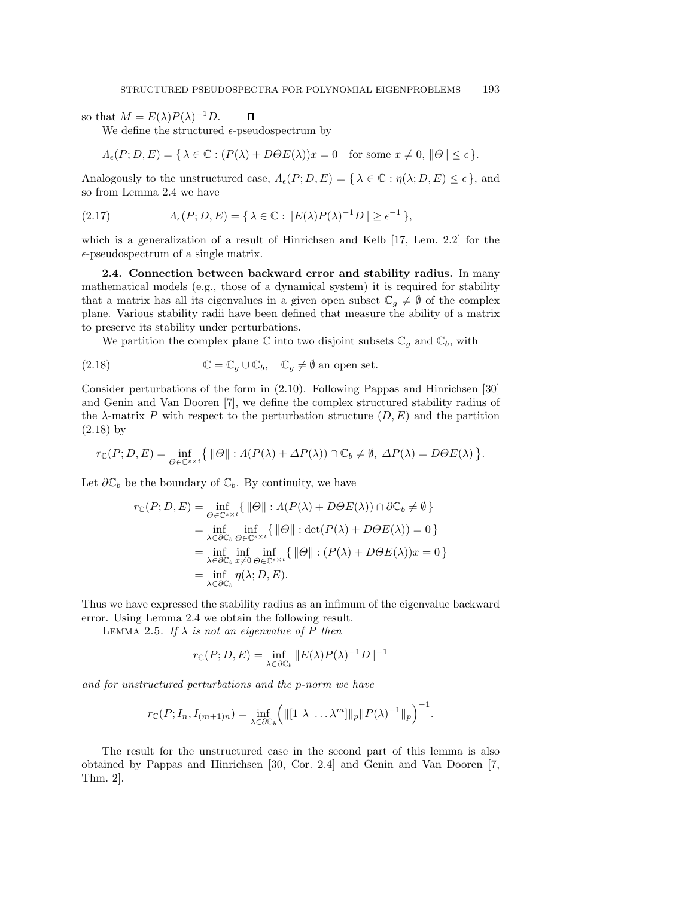so that $M = E(\lambda)P(\lambda)^{-1}D$. $\square$

We define the structured $\epsilon$-pseudospectrum by

$$\Lambda_\epsilon(P; D, E) = \{\, \lambda \in \mathbb{C} : (P(\lambda) + D\Theta E(\lambda))x = 0 \quad \text{for some } x \neq 0,\ \|\Theta\| \leq \epsilon \,\}.$$

Analogously to the unstructured case, $\Lambda_\epsilon(P; D, E) = \{\, \lambda \in \mathbb{C} : \eta(\lambda; D, E) \leq \epsilon \,\}$, and so from Lemma 2.4 we have

$$\Lambda_\epsilon(P; D, E) = \{\, \lambda \in \mathbb{C} : \|E(\lambda)P(\lambda)^{-1}D\| \geq \epsilon^{-1} \,\}, \tag{2.17}$$

which is a generalization of a result of Hinrichsen and Kelb [17, Lem. 2.2] for the $\epsilon$-pseudospectrum of a single matrix.

**2.4. Connection between backward error and stability radius.** In many mathematical models (e.g., those of a dynamical system) it is required for stability that a matrix has all its eigenvalues in a given open subset $\mathbb{C}_g \neq \emptyset$ of the complex plane. Various stability radii have been defined that measure the ability of a matrix to preserve its stability under perturbations.

We partition the complex plane $\mathbb{C}$ into two disjoint subsets $\mathbb{C}_g$ and $\mathbb{C}_b$, with

$$\mathbb{C} = \mathbb{C}_g \cup \mathbb{C}_b, \quad \mathbb{C}_g \neq \emptyset \text{ an open set.} \tag{2.18}$$

Consider perturbations of the form in (2.10). Following Pappas and Hinrichsen [30] and Genin and Van Dooren [7], we define the complex structured stability radius of the $\lambda$-matrix $P$ with respect to the perturbation structure $(D, E)$ and the partition (2.18) by

$$r_{\mathbb{C}}(P; D, E) = \inf_{\Theta \in \mathbb{C}^{s \times t}} \big\{\, \|\Theta\| : \Lambda(P(\lambda) + \Delta P(\lambda)) \cap \mathbb{C}_b \neq \emptyset,\ \Delta P(\lambda) = D\Theta E(\lambda) \,\big\}.$$

Let $\partial\mathbb{C}_b$ be the boundary of $\mathbb{C}_b$. By continuity, we have

$$\begin{aligned}
r_{\mathbb{C}}(P; D, E) &= \inf_{\Theta \in \mathbb{C}^{s \times t}} \{\, \|\Theta\| : \Lambda(P(\lambda) + D\Theta E(\lambda)) \cap \partial\mathbb{C}_b \neq \emptyset \,\} \\
&= \inf_{\lambda \in \partial\mathbb{C}_b} \inf_{\Theta \in \mathbb{C}^{s \times t}} \{\, \|\Theta\| : \det(P(\lambda) + D\Theta E(\lambda)) = 0 \,\} \\
&= \inf_{\lambda \in \partial\mathbb{C}_b} \inf_{x \neq 0} \inf_{\Theta \in \mathbb{C}^{s \times t}} \{\, \|\Theta\| : (P(\lambda) + D\Theta E(\lambda))x = 0 \,\} \\
&= \inf_{\lambda \in \partial\mathbb{C}_b} \eta(\lambda; D, E).
\end{aligned}$$

Thus we have expressed the stability radius as an infimum of the eigenvalue backward error. Using Lemma 2.4 we obtain the following result.

Lemma 2.5. *If $\lambda$ is not an eigenvalue of $P$ then*

$$r_{\mathbb{C}}(P; D, E) = \inf_{\lambda \in \partial\mathbb{C}_b} \|E(\lambda)P(\lambda)^{-1}D\|^{-1}$$

*and for unstructured perturbations and the $p$-norm we have*

$$r_{\mathbb{C}}(P; I_n, I_{(m+1)n}) = \inf_{\lambda \in \partial\mathbb{C}_b} \Big( \|[1\ \lambda\ \ldots \lambda^m]\|_p \|P(\lambda)^{-1}\|_p \Big)^{-1}.$$

The result for the unstructured case in the second part of this lemma is also obtained by Pappas and Hinrichsen [30, Cor. 2.4] and Genin and Van Dooren [7, Thm. 2].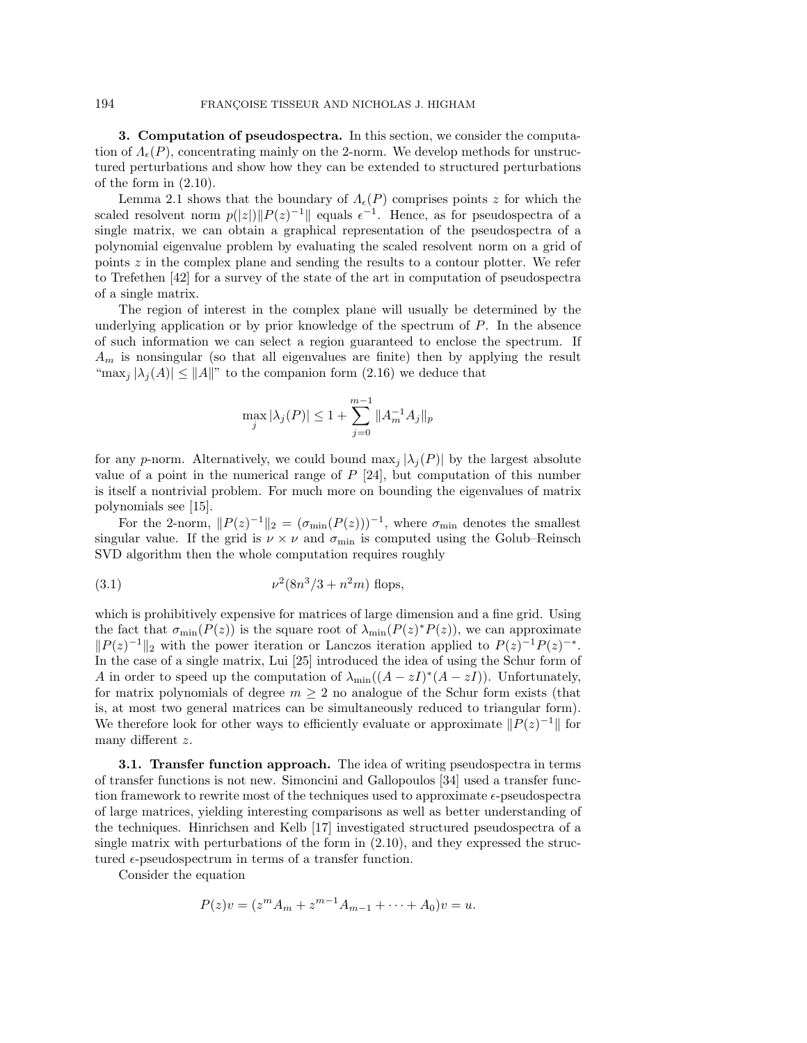## 3. Computation of pseudospectra.

In this section, we consider the computation of $\Lambda_\epsilon(P)$, concentrating mainly on the 2-norm. We develop methods for unstructured perturbations and show how they can be extended to structured perturbations of the form in (2.10).

Lemma 2.1 shows that the boundary of $\Lambda_\epsilon(P)$ comprises points $z$ for which the scaled resolvent norm $p(|z|)\|P(z)^{-1}\|$ equals $\epsilon^{-1}$. Hence, as for pseudospectra of a single matrix, we can obtain a graphical representation of the pseudospectra of a polynomial eigenvalue problem by evaluating the scaled resolvent norm on a grid of points $z$ in the complex plane and sending the results to a contour plotter. We refer to Trefethen [42] for a survey of the state of the art in computation of pseudospectra of a single matrix.

The region of interest in the complex plane will usually be determined by the underlying application or by prior knowledge of the spectrum of $P$. In the absence of such information we can select a region guaranteed to enclose the spectrum. If $A_m$ is nonsingular (so that all eigenvalues are finite) then by applying the result "$\max_j |\lambda_j(A)| \le \|A\|$" to the companion form (2.16) we deduce that

$$\max_j |\lambda_j(P)| \le 1 + \sum_{j=0}^{m-1} \|A_m^{-1}A_j\|_p$$

for any $p$-norm. Alternatively, we could bound $\max_j |\lambda_j(P)|$ by the largest absolute value of a point in the numerical range of $P$ [24], but computation of this number is itself a nontrivial problem. For much more on bounding the eigenvalues of matrix polynomials see [15].

For the 2-norm, $\|P(z)^{-1}\|_2 = (\sigma_{\min}(P(z)))^{-1}$, where $\sigma_{\min}$ denotes the smallest singular value. If the grid is $\nu \times \nu$ and $\sigma_{\min}$ is computed using the Golub–Reinsch SVD algorithm then the whole computation requires roughly

$$\nu^2(8n^3/3 + n^2m) \text{ flops,} \tag{3.1}$$

which is prohibitively expensive for matrices of large dimension and a fine grid. Using the fact that $\sigma_{\min}(P(z))$ is the square root of $\lambda_{\min}(P(z)^*P(z))$, we can approximate $\|P(z)^{-1}\|_2$ with the power iteration or Lanczos iteration applied to $P(z)^{-1}P(z)^{-*}$. In the case of a single matrix, Lui [25] introduced the idea of using the Schur form of $A$ in order to speed up the computation of $\lambda_{\min}((A - zI)^*(A - zI))$. Unfortunately, for matrix polynomials of degree $m \ge 2$ no analogue of the Schur form exists (that is, at most two general matrices can be simultaneously reduced to triangular form). We therefore look for other ways to efficiently evaluate or approximate $\|P(z)^{-1}\|$ for many different $z$.

### 3.1. Transfer function approach.

The idea of writing pseudospectra in terms of transfer functions is not new. Simoncini and Gallopoulos [34] used a transfer function framework to rewrite most of the techniques used to approximate $\epsilon$-pseudospectra of large matrices, yielding interesting comparisons as well as better understanding of the techniques. Hinrichsen and Kelb [17] investigated structured pseudospectra of a single matrix with perturbations of the form in (2.10), and they expressed the structured $\epsilon$-pseudospectrum in terms of a transfer function.

Consider the equation

$$P(z)v = (z^m A_m + z^{m-1}A_{m-1} + \cdots + A_0)v = u.$$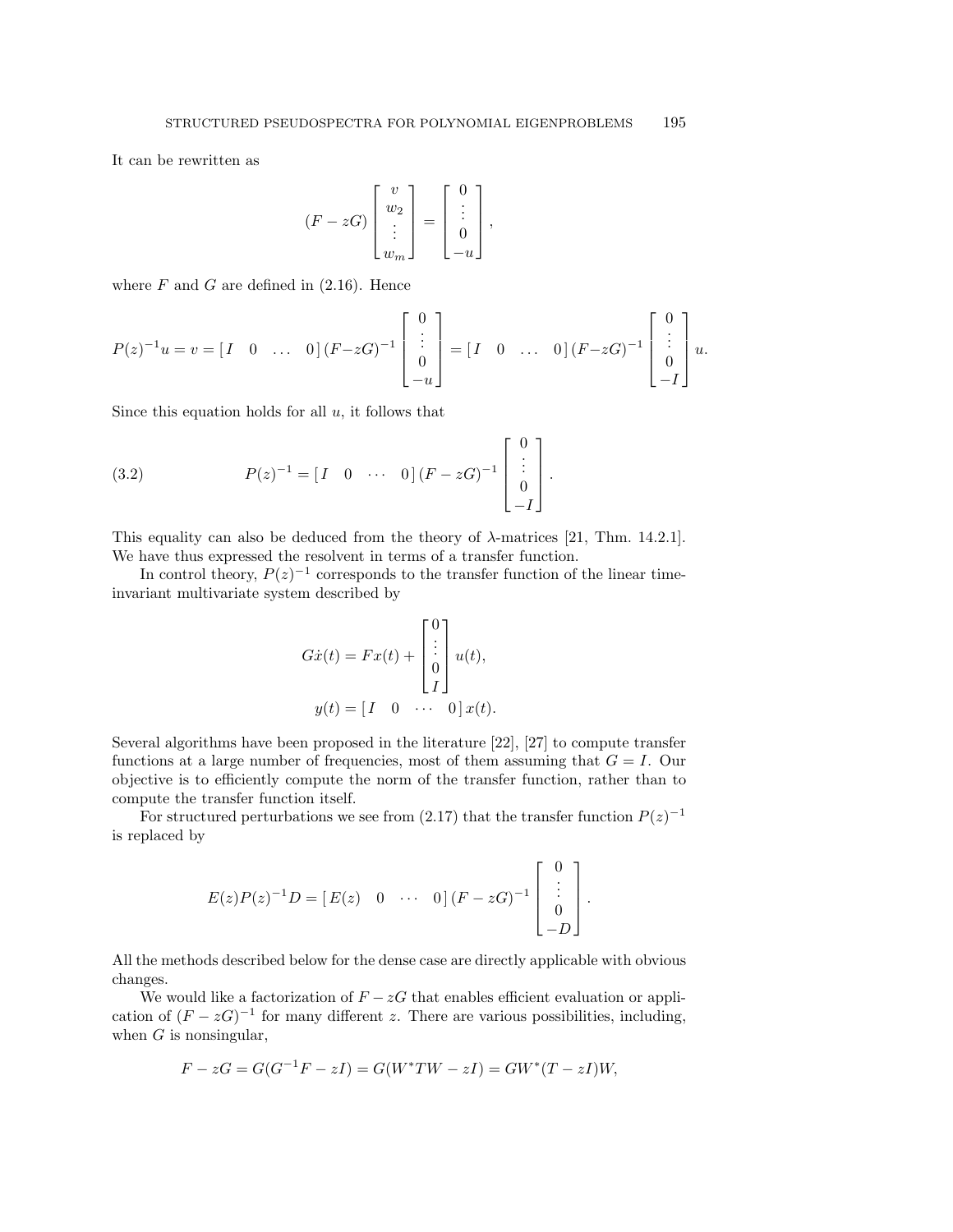It can be rewritten as

$$(F - zG) \begin{bmatrix} v \\ w_2 \\ \vdots \\ w_m \end{bmatrix} = \begin{bmatrix} 0 \\ \vdots \\ 0 \\ -u \end{bmatrix},$$

where $F$ and $G$ are defined in (2.16). Hence

$$P(z)^{-1}u = v = [\, I \quad 0 \quad \dots \quad 0 \,]\,(F - zG)^{-1} \begin{bmatrix} 0 \\ \vdots \\ 0 \\ -u \end{bmatrix} = [\, I \quad 0 \quad \dots \quad 0 \,]\,(F - zG)^{-1} \begin{bmatrix} 0 \\ \vdots \\ 0 \\ -I \end{bmatrix} u.$$

Since this equation holds for all $u$, it follows that

$$P(z)^{-1} = [\, I \quad 0 \quad \cdots \quad 0 \,]\,(F - zG)^{-1} \begin{bmatrix} 0 \\ \vdots \\ 0 \\ -I \end{bmatrix}. \tag{3.2}$$

This equality can also be deduced from the theory of $\lambda$-matrices [21, Thm. 14.2.1]. We have thus expressed the resolvent in terms of a transfer function.

In control theory, $P(z)^{-1}$ corresponds to the transfer function of the linear time-invariant multivariate system described by

$$G\dot{x}(t) = Fx(t) + \begin{bmatrix} 0 \\ \vdots \\ 0 \\ I \end{bmatrix} u(t),$$

$$y(t) = [\, I \quad 0 \quad \cdots \quad 0 \,]\, x(t).$$

Several algorithms have been proposed in the literature [22], [27] to compute transfer functions at a large number of frequencies, most of them assuming that $G = I$. Our objective is to efficiently compute the norm of the transfer function, rather than to compute the transfer function itself.

For structured perturbations we see from (2.17) that the transfer function $P(z)^{-1}$ is replaced by

$$E(z)P(z)^{-1}D = [\, E(z) \quad 0 \quad \cdots \quad 0 \,]\,(F - zG)^{-1} \begin{bmatrix} 0 \\ \vdots \\ 0 \\ -D \end{bmatrix}.$$

All the methods described below for the dense case are directly applicable with obvious changes.

We would like a factorization of $F - zG$ that enables efficient evaluation or application of $(F - zG)^{-1}$ for many different $z$. There are various possibilities, including, when $G$ is nonsingular,

$$F - zG = G(G^{-1}F - zI) = G(W^*TW - zI) = GW^*(T - zI)W,$$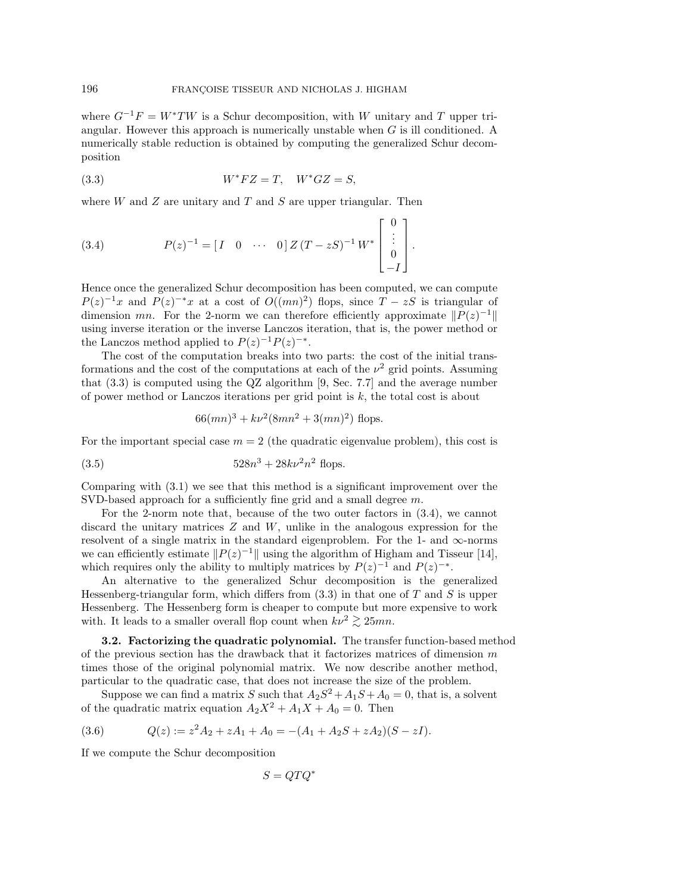where $G^{-1}F = W^*TW$ is a Schur decomposition, with $W$ unitary and $T$ upper triangular. However this approach is numerically unstable when $G$ is ill conditioned. A numerically stable reduction is obtained by computing the generalized Schur decomposition

$$W^*FZ = T, \quad W^*GZ = S, \tag{3.3}$$

where $W$ and $Z$ are unitary and $T$ and $S$ are upper triangular. Then

$$P(z)^{-1} = [\, I \quad 0 \quad \cdots \quad 0 \,]\, Z\,(T - zS)^{-1}\, W^* \begin{bmatrix} 0 \\ \vdots \\ 0 \\ -I \end{bmatrix}. \tag{3.4}$$

Hence once the generalized Schur decomposition has been computed, we can compute $P(z)^{-1}x$ and $P(z)^{-*}x$ at a cost of $O((mn)^2)$ flops, since $T - zS$ is triangular of dimension $mn$. For the 2-norm we can therefore efficiently approximate $\|P(z)^{-1}\|$ using inverse iteration or the inverse Lanczos iteration, that is, the power method or the Lanczos method applied to $P(z)^{-1}P(z)^{-*}$.

The cost of the computation breaks into two parts: the cost of the initial transformations and the cost of the computations at each of the $\nu^2$ grid points. Assuming that (3.3) is computed using the QZ algorithm [9, Sec. 7.7] and the average number of power method or Lanczos iterations per grid point is $k$, the total cost is about

$$66(mn)^3 + k\nu^2(8mn^2 + 3(mn)^2) \text{ flops.}$$

For the important special case $m = 2$ (the quadratic eigenvalue problem), this cost is

$$528n^3 + 28k\nu^2 n^2 \text{ flops.} \tag{3.5}$$

Comparing with (3.1) we see that this method is a significant improvement over the SVD-based approach for a sufficiently fine grid and a small degree $m$.

For the 2-norm note that, because of the two outer factors in (3.4), we cannot discard the unitary matrices $Z$ and $W$, unlike in the analogous expression for the resolvent of a single matrix in the standard eigenproblem. For the 1- and $\infty$-norms we can efficiently estimate $\|P(z)^{-1}\|$ using the algorithm of Higham and Tisseur [14], which requires only the ability to multiply matrices by $P(z)^{-1}$ and $P(z)^{-*}$.

An alternative to the generalized Schur decomposition is the generalized Hessenberg-triangular form, which differs from (3.3) in that one of $T$ and $S$ is upper Hessenberg. The Hessenberg form is cheaper to compute but more expensive to work with. It leads to a smaller overall flop count when $k\nu^2 \gtrsim 25mn$.

**3.2. Factorizing the quadratic polynomial.** The transfer function-based method of the previous section has the drawback that it factorizes matrices of dimension $m$ times those of the original polynomial matrix. We now describe another method, particular to the quadratic case, that does not increase the size of the problem.

Suppose we can find a matrix $S$ such that $A_2S^2 + A_1S + A_0 = 0$, that is, a solvent of the quadratic matrix equation $A_2X^2 + A_1X + A_0 = 0$. Then

$$Q(z) := z^2A_2 + zA_1 + A_0 = -(A_1 + A_2S + zA_2)(S - zI). \tag{3.6}$$

If we compute the Schur decomposition

$$S = QTQ^*$$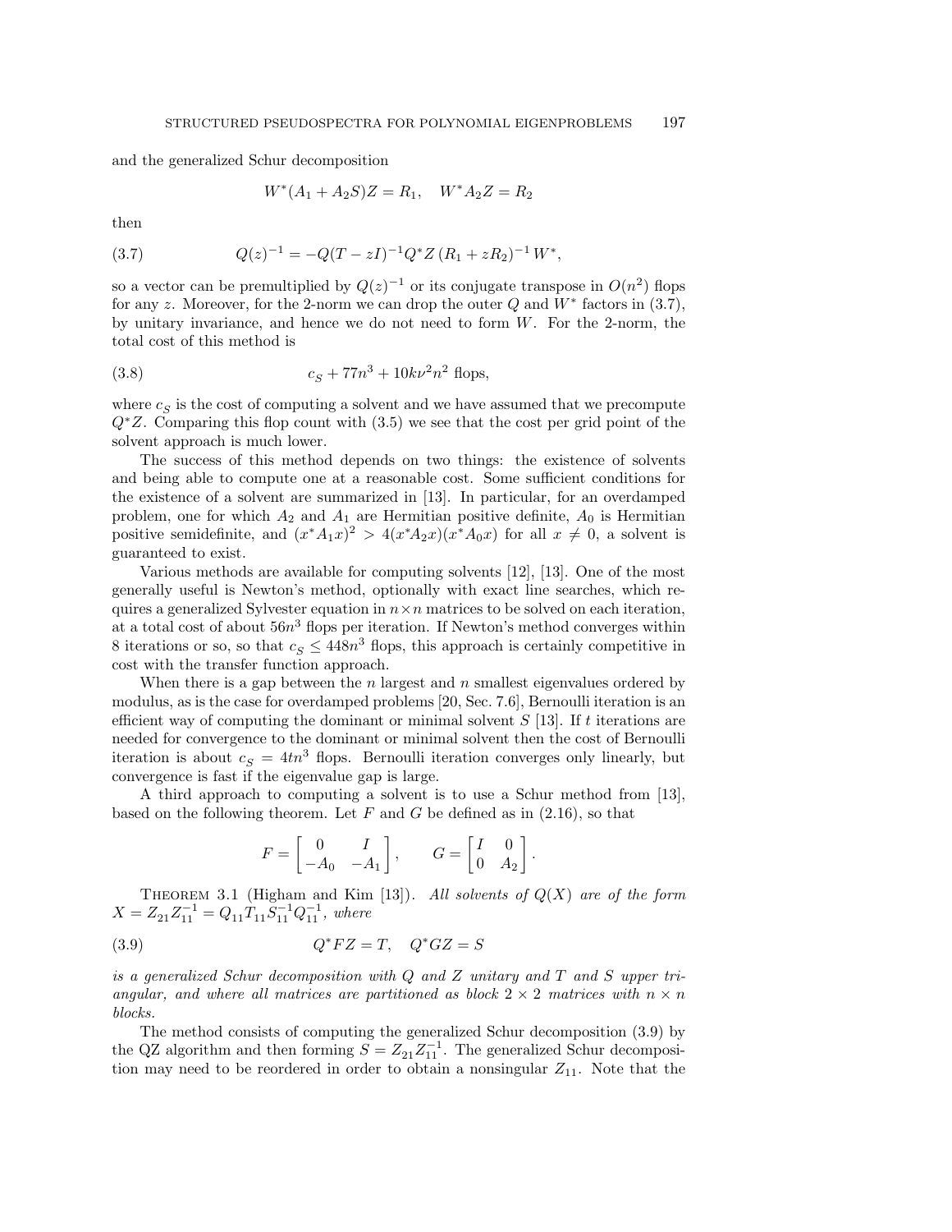and the generalized Schur decomposition

$$W^*(A_1 + A_2 S)Z = R_1, \quad W^* A_2 Z = R_2$$

then

$$Q(z)^{-1} = -Q(T - zI)^{-1} Q^* Z \left(R_1 + z R_2\right)^{-1} W^*, \tag{3.7}$$

so a vector can be premultiplied by $Q(z)^{-1}$ or its conjugate transpose in $O(n^2)$ flops for any $z$. Moreover, for the 2-norm we can drop the outer $Q$ and $W^*$ factors in (3.7), by unitary invariance, and hence we do not need to form $W$. For the 2-norm, the total cost of this method is

$$c_S + 77n^3 + 10k\nu^2 n^2 \text{ flops}, \tag{3.8}$$

where $c_S$ is the cost of computing a solvent and we have assumed that we precompute $Q^* Z$. Comparing this flop count with (3.5) we see that the cost per grid point of the solvent approach is much lower.

The success of this method depends on two things: the existence of solvents and being able to compute one at a reasonable cost. Some sufficient conditions for the existence of a solvent are summarized in [13]. In particular, for an overdamped problem, one for which $A_2$ and $A_1$ are Hermitian positive definite, $A_0$ is Hermitian positive semidefinite, and $(x^* A_1 x)^2 > 4(x^* A_2 x)(x^* A_0 x)$ for all $x \neq 0$, a solvent is guaranteed to exist.

Various methods are available for computing solvents [12], [13]. One of the most generally useful is Newton's method, optionally with exact line searches, which requires a generalized Sylvester equation in $n \times n$ matrices to be solved on each iteration, at a total cost of about $56n^3$ flops per iteration. If Newton's method converges within 8 iterations or so, so that $c_S \leq 448n^3$ flops, this approach is certainly competitive in cost with the transfer function approach.

When there is a gap between the $n$ largest and $n$ smallest eigenvalues ordered by modulus, as is the case for overdamped problems [20, Sec. 7.6], Bernoulli iteration is an efficient way of computing the dominant or minimal solvent $S$ [13]. If $t$ iterations are needed for convergence to the dominant or minimal solvent then the cost of Bernoulli iteration is about $c_S = 4tn^3$ flops. Bernoulli iteration converges only linearly, but convergence is fast if the eigenvalue gap is large.

A third approach to computing a solvent is to use a Schur method from [13], based on the following theorem. Let $F$ and $G$ be defined as in (2.16), so that

$$F = \begin{bmatrix} 0 & I \\ -A_0 & -A_1 \end{bmatrix}, \qquad G = \begin{bmatrix} I & 0 \\ 0 & A_2 \end{bmatrix}.$$

Theorem 3.1 (Higham and Kim [13]). *All solvents of $Q(X)$ are of the form $X = Z_{21} Z_{11}^{-1} = Q_{11} T_{11} S_{11}^{-1} Q_{11}^{-1}$, where*

$$Q^* F Z = T, \quad Q^* G Z = S \tag{3.9}$$

*is a generalized Schur decomposition with $Q$ and $Z$ unitary and $T$ and $S$ upper triangular, and where all matrices are partitioned as block $2 \times 2$ matrices with $n \times n$ blocks.*

The method consists of computing the generalized Schur decomposition (3.9) by the QZ algorithm and then forming $S = Z_{21} Z_{11}^{-1}$. The generalized Schur decomposition may need to be reordered in order to obtain a nonsingular $Z_{11}$. Note that the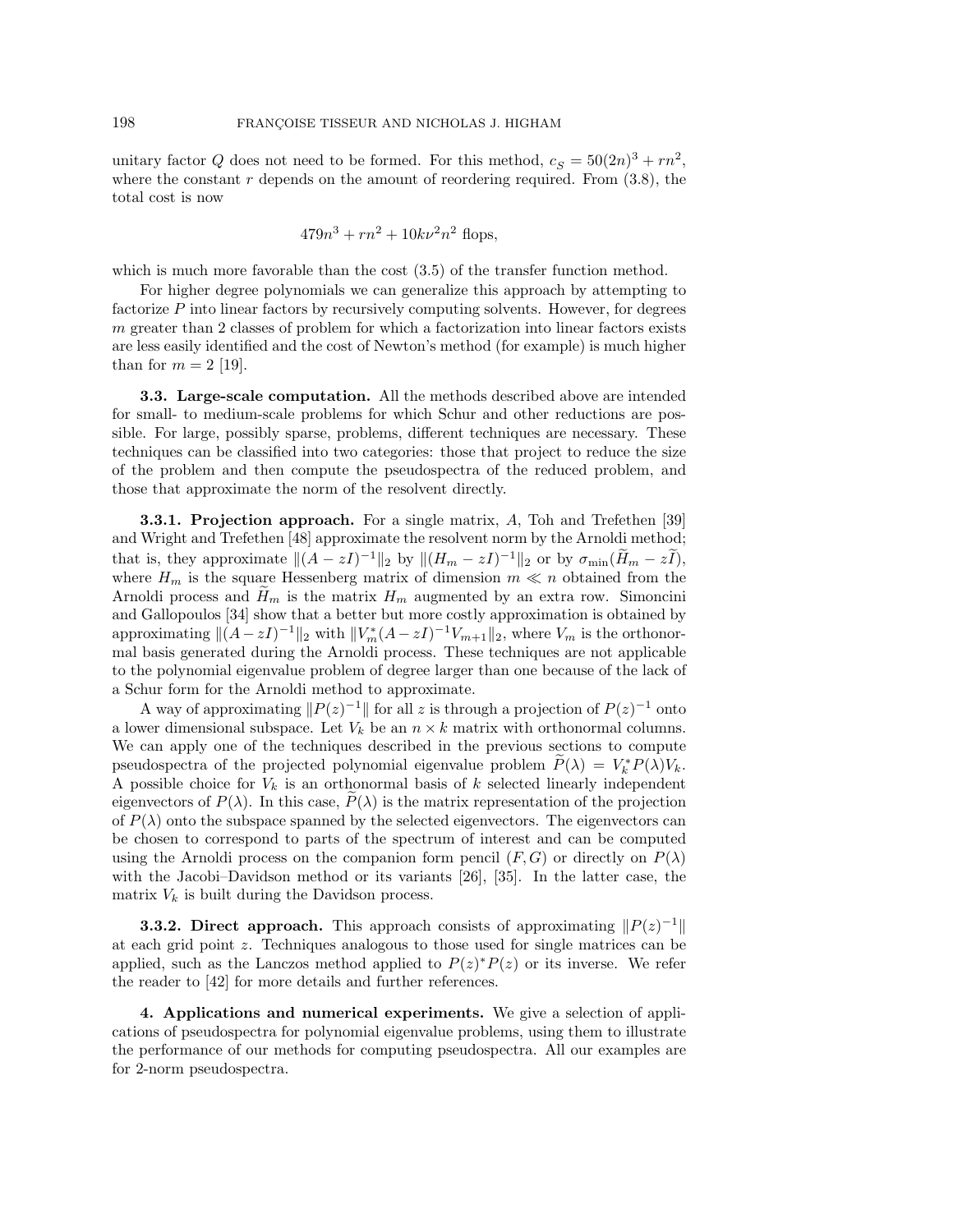unitary factor $Q$ does not need to be formed. For this method, $c_S = 50(2n)^3 + rn^2$, where the constant $r$ depends on the amount of reordering required. From (3.8), the total cost is now

$$479n^3 + rn^2 + 10k\nu^2 n^2 \text{ flops},$$

which is much more favorable than the cost (3.5) of the transfer function method.

For higher degree polynomials we can generalize this approach by attempting to factorize $P$ into linear factors by recursively computing solvents. However, for degrees $m$ greater than 2 classes of problem for which a factorization into linear factors exists are less easily identified and the cost of Newton's method (for example) is much higher than for $m = 2$ [19].

### 3.3. Large-scale computation.

All the methods described above are intended for small- to medium-scale problems for which Schur and other reductions are possible. For large, possibly sparse, problems, different techniques are necessary. These techniques can be classified into two categories: those that project to reduce the size of the problem and then compute the pseudospectra of the reduced problem, and those that approximate the norm of the resolvent directly.

#### 3.3.1. Projection approach.

For a single matrix, $A$, Toh and Trefethen [39] and Wright and Trefethen [48] approximate the resolvent norm by the Arnoldi method; that is, they approximate $\|(A - zI)^{-1}\|_2$ by $\|(H_m - zI)^{-1}\|_2$ or by $\sigma_{\min}(\widetilde{H}_m - z\widetilde{I})$, where $H_m$ is the square Hessenberg matrix of dimension $m \ll n$ obtained from the Arnoldi process and $\widetilde{H}_m$ is the matrix $H_m$ augmented by an extra row. Simoncini and Gallopoulos [34] show that a better but more costly approximation is obtained by approximating $\|(A - zI)^{-1}\|_2$ with $\|V_m^*(A - zI)^{-1}V_{m+1}\|_2$, where $V_m$ is the orthonormal basis generated during the Arnoldi process. These techniques are not applicable to the polynomial eigenvalue problem of degree larger than one because of the lack of a Schur form for the Arnoldi method to approximate.

A way of approximating $\|P(z)^{-1}\|$ for all $z$ is through a projection of $P(z)^{-1}$ onto a lower dimensional subspace. Let $V_k$ be an $n \times k$ matrix with orthonormal columns. We can apply one of the techniques described in the previous sections to compute pseudospectra of the projected polynomial eigenvalue problem $\widetilde{P}(\lambda) = V_k^* P(\lambda) V_k$. A possible choice for $V_k$ is an orthonormal basis of $k$ selected linearly independent eigenvectors of $P(\lambda)$. In this case, $\widetilde{P}(\lambda)$ is the matrix representation of the projection of $P(\lambda)$ onto the subspace spanned by the selected eigenvectors. The eigenvectors can be chosen to correspond to parts of the spectrum of interest and can be computed using the Arnoldi process on the companion form pencil $(F, G)$ or directly on $P(\lambda)$ with the Jacobi–Davidson method or its variants [26], [35]. In the latter case, the matrix $V_k$ is built during the Davidson process.

#### 3.3.2. Direct approach.

This approach consists of approximating $\|P(z)^{-1}\|$ at each grid point $z$. Techniques analogous to those used for single matrices can be applied, such as the Lanczos method applied to $P(z)^*P(z)$ or its inverse. We refer the reader to [42] for more details and further references.

## 4. Applications and numerical experiments.

We give a selection of applications of pseudospectra for polynomial eigenvalue problems, using them to illustrate the performance of our methods for computing pseudospectra. All our examples are for 2-norm pseudospectra.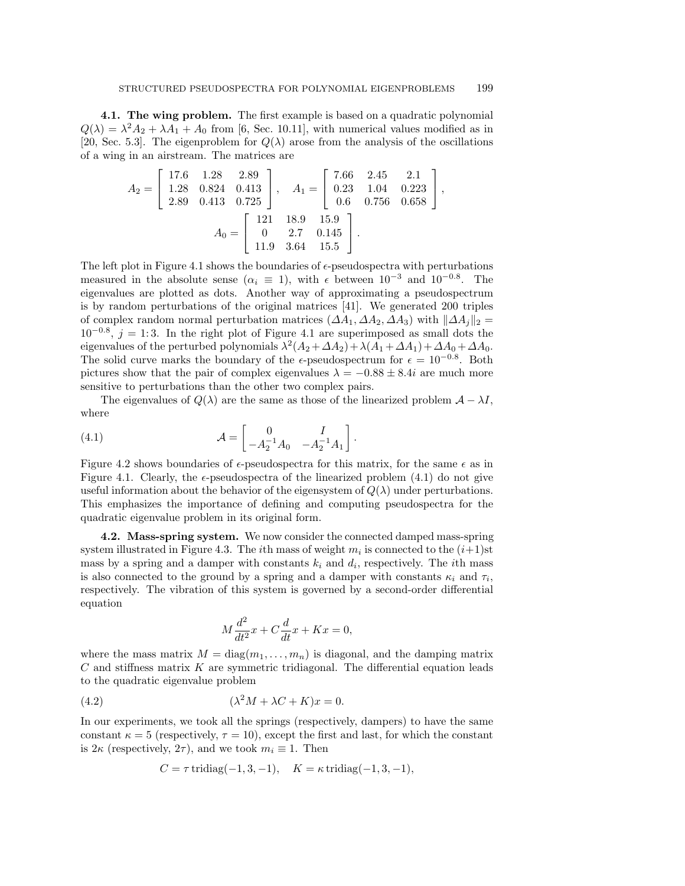**4.1. The wing problem.** The first example is based on a quadratic polynomial $Q(\lambda) = \lambda^2 A_2 + \lambda A_1 + A_0$ from [6, Sec. 10.11], with numerical values modified as in [20, Sec. 5.3]. The eigenproblem for $Q(\lambda)$ arose from the analysis of the oscillations of a wing in an airstream. The matrices are

$$A_2 = \begin{bmatrix} 17.6 & 1.28 & 2.89 \\ 1.28 & 0.824 & 0.413 \\ 2.89 & 0.413 & 0.725 \end{bmatrix}, \quad A_1 = \begin{bmatrix} 7.66 & 2.45 & 2.1 \\ 0.23 & 1.04 & 0.223 \\ 0.6 & 0.756 & 0.658 \end{bmatrix},$$

$$A_0 = \begin{bmatrix} 121 & 18.9 & 15.9 \\ 0 & 2.7 & 0.145 \\ 11.9 & 3.64 & 15.5 \end{bmatrix}.$$

The left plot in Figure 4.1 shows the boundaries of $\epsilon$-pseudospectra with perturbations measured in the absolute sense ($\alpha_i \equiv 1$), with $\epsilon$ between $10^{-3}$ and $10^{-0.8}$. The eigenvalues are plotted as dots. Another way of approximating a pseudospectrum is by random perturbations of the original matrices [41]. We generated 200 triples of complex random normal perturbation matrices $(\Delta A_1, \Delta A_2, \Delta A_3)$ with $\|\Delta A_j\|_2 = 10^{-0.8}$, $j = 1{:}3$. In the right plot of Figure 4.1 are superimposed as small dots the eigenvalues of the perturbed polynomials $\lambda^2(A_2 + \Delta A_2) + \lambda(A_1 + \Delta A_1) + \Delta A_0 + \Delta A_0$. The solid curve marks the boundary of the $\epsilon$-pseudospectrum for $\epsilon = 10^{-0.8}$. Both pictures show that the pair of complex eigenvalues $\lambda = -0.88 \pm 8.4i$ are much more sensitive to perturbations than the other two complex pairs.

The eigenvalues of $Q(\lambda)$ are the same as those of the linearized problem $\mathcal{A} - \lambda I$, where

$$\mathcal{A} = \begin{bmatrix} 0 & I \\ -A_2^{-1} A_0 & -A_2^{-1} A_1 \end{bmatrix}. \tag{4.1}$$

Figure 4.2 shows boundaries of $\epsilon$-pseudospectra for this matrix, for the same $\epsilon$ as in Figure 4.1. Clearly, the $\epsilon$-pseudospectra of the linearized problem (4.1) do not give useful information about the behavior of the eigensystem of $Q(\lambda)$ under perturbations. This emphasizes the importance of defining and computing pseudospectra for the quadratic eigenvalue problem in its original form.

**4.2. Mass-spring system.** We now consider the connected damped mass-spring system illustrated in Figure 4.3. The $i$th mass of weight $m_i$ is connected to the $(i+1)$st mass by a spring and a damper with constants $k_i$ and $d_i$, respectively. The $i$th mass is also connected to the ground by a spring and a damper with constants $\kappa_i$ and $\tau_i$, respectively. The vibration of this system is governed by a second-order differential equation

$$M \frac{d^2}{dt^2} x + C \frac{d}{dt} x + K x = 0,$$

where the mass matrix $M = \operatorname{diag}(m_1, \ldots, m_n)$ is diagonal, and the damping matrix $C$ and stiffness matrix $K$ are symmetric tridiagonal. The differential equation leads to the quadratic eigenvalue problem

$$(\lambda^2 M + \lambda C + K)x = 0. \tag{4.2}$$

In our experiments, we took all the springs (respectively, dampers) to have the same constant $\kappa = 5$ (respectively, $\tau = 10$), except the first and last, for which the constant is $2\kappa$ (respectively, $2\tau$), and we took $m_i \equiv 1$. Then

$$C = \tau \operatorname{tridiag}(-1, 3, -1), \quad K = \kappa \operatorname{tridiag}(-1, 3, -1),$$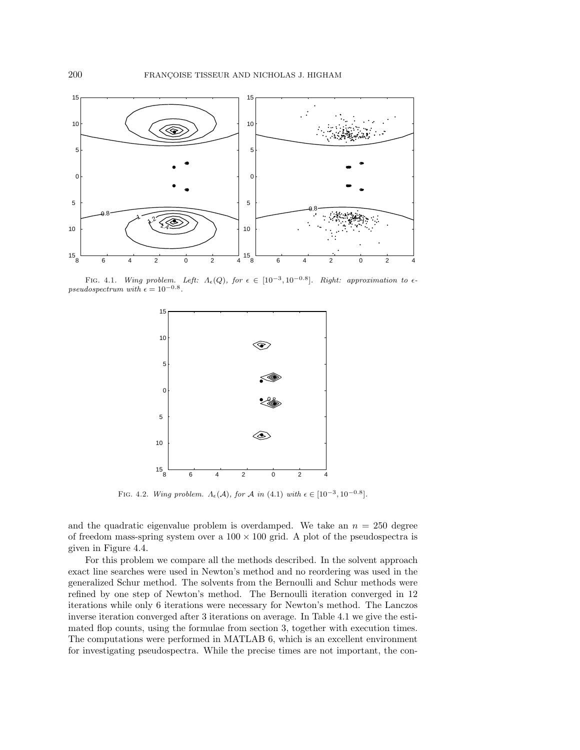FIG. 4.1. *Wing problem. Left: $\Lambda_\epsilon(Q)$, for $\epsilon \in [10^{-3}, 10^{-0.8}]$. Right: approximation to $\epsilon$-pseudospectrum with $\epsilon = 10^{-0.8}$.*

FIG. 4.2. *Wing problem. $\Lambda_\epsilon(\mathcal{A})$, for $\mathcal{A}$ in (4.1) with $\epsilon \in [10^{-3}, 10^{-0.8}]$.*

and the quadratic eigenvalue problem is overdamped. We take an $n = 250$ degree of freedom mass-spring system over a $100 \times 100$ grid. A plot of the pseudospectra is given in Figure 4.4.

For this problem we compare all the methods described. In the solvent approach exact line searches were used in Newton's method and no reordering was used in the generalized Schur method. The solvents from the Bernoulli and Schur methods were refined by one step of Newton's method. The Bernoulli iteration converged in 12 iterations while only 6 iterations were necessary for Newton's method. The Lanczos inverse iteration converged after 3 iterations on average. In Table 4.1 we give the estimated flop counts, using the formulae from section 3, together with execution times. The computations were performed in MATLAB 6, which is an excellent environment for investigating pseudospectra. While the precise times are not important, the con-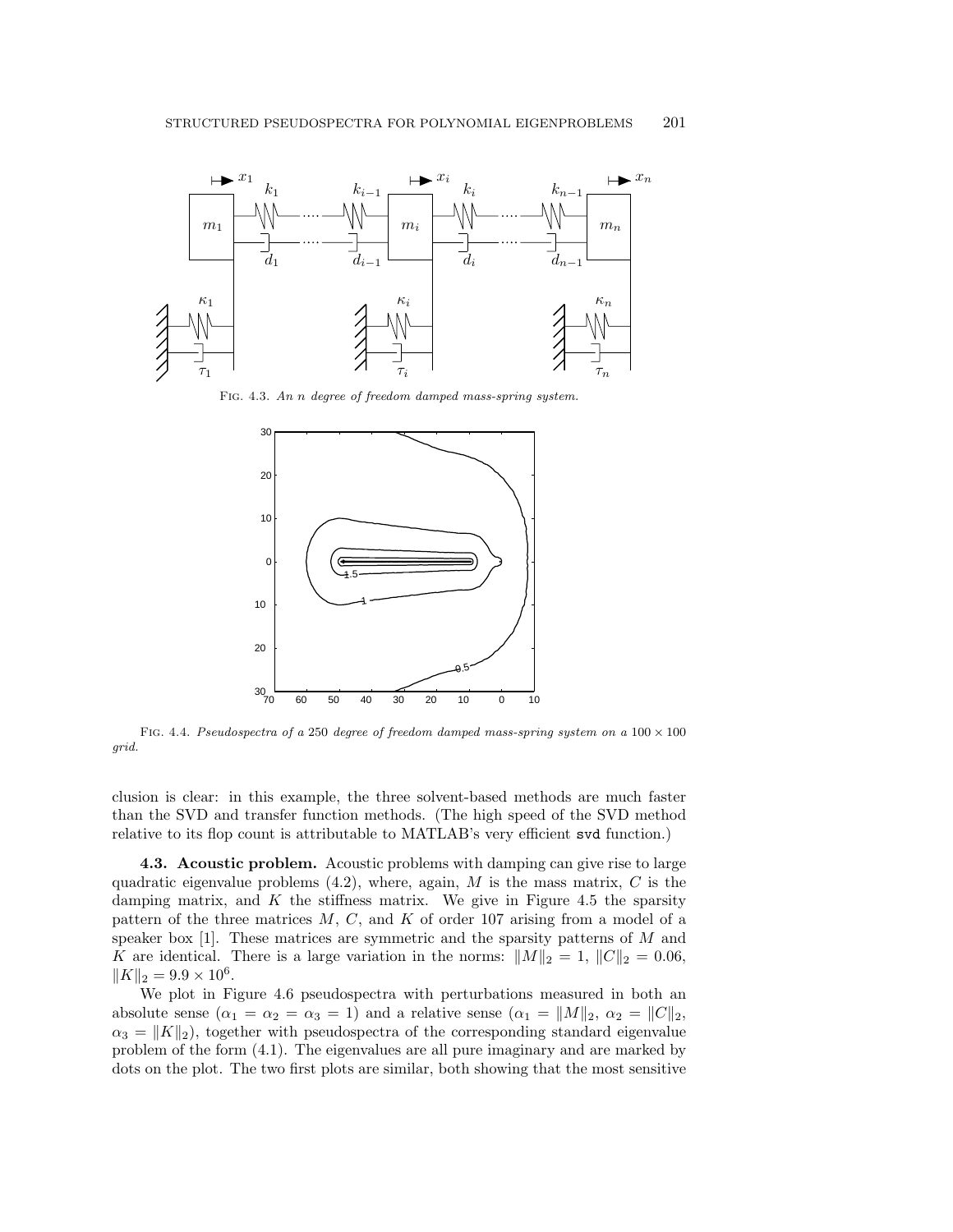FIG. 4.3. *An n degree of freedom damped mass-spring system.*

FIG. 4.4. *Pseudospectra of a 250 degree of freedom damped mass-spring system on a $100 \times 100$ grid.*

clusion is clear: in this example, the three solvent-based methods are much faster than the SVD and transfer function methods. (The high speed of the SVD method relative to its flop count is attributable to MATLAB's very efficient `svd` function.)

**4.3. Acoustic problem.** Acoustic problems with damping can give rise to large quadratic eigenvalue problems (4.2), where, again, $M$ is the mass matrix, $C$ is the damping matrix, and $K$ the stiffness matrix. We give in Figure 4.5 the sparsity pattern of the three matrices $M$, $C$, and $K$ of order 107 arising from a model of a speaker box [1]. These matrices are symmetric and the sparsity patterns of $M$ and $K$ are identical. There is a large variation in the norms: $\|M\|_2 = 1$, $\|C\|_2 = 0.06$, $\|K\|_2 = 9.9 \times 10^6$.

We plot in Figure 4.6 pseudospectra with perturbations measured in both an absolute sense ($\alpha_1 = \alpha_2 = \alpha_3 = 1$) and a relative sense ($\alpha_1 = \|M\|_2$, $\alpha_2 = \|C\|_2$, $\alpha_3 = \|K\|_2$), together with pseudospectra of the corresponding standard eigenvalue problem of the form (4.1). The eigenvalues are all pure imaginary and are marked by dots on the plot. The two first plots are similar, both showing that the most sensitive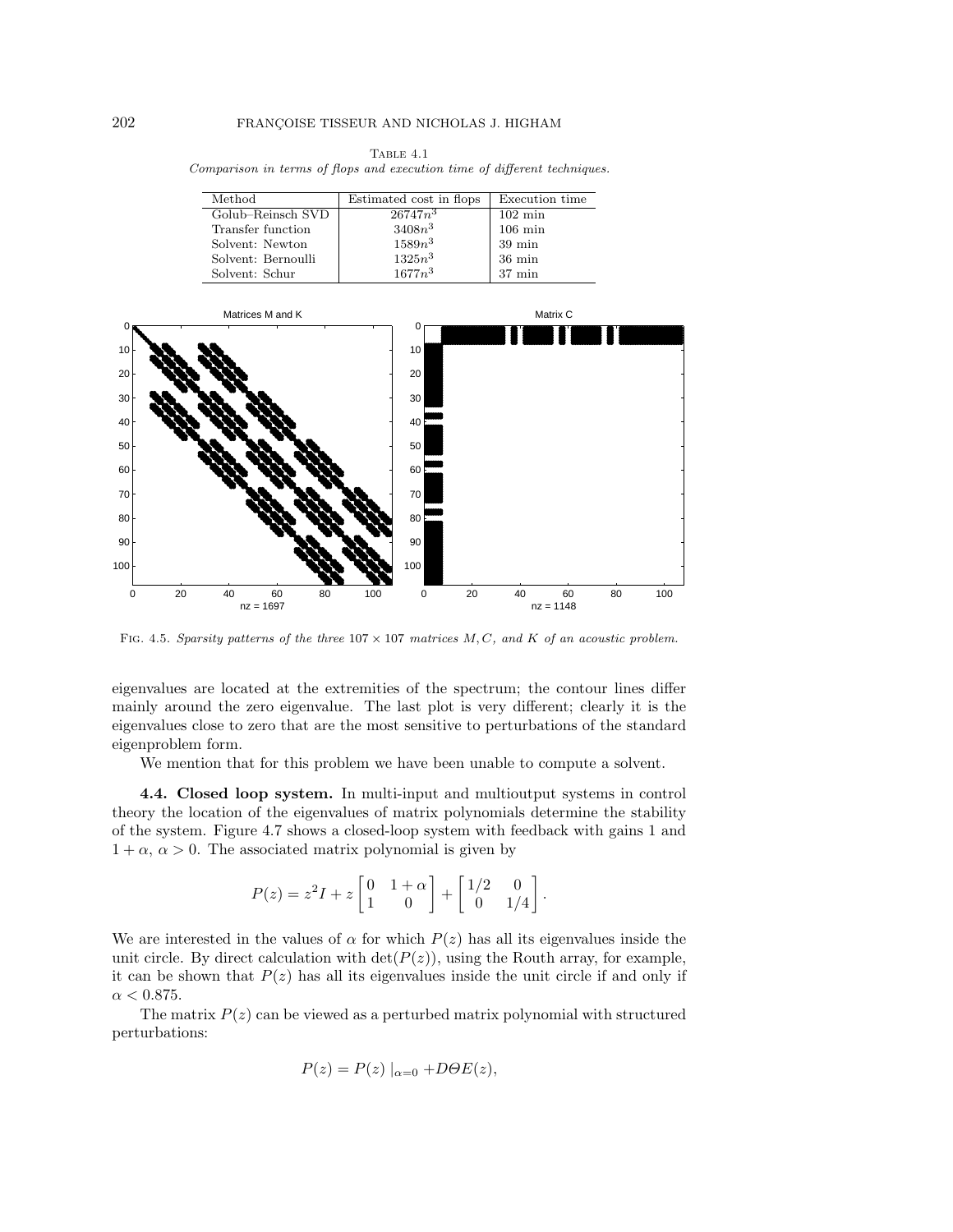Table 4.1
*Comparison in terms of flops and execution time of different techniques.*

| Method | Estimated cost in flops | Execution time |
|---|---|---|
| Golub–Reinsch SVD | $26747n^3$ | 102 min |
| Transfer function | $3408n^3$ | 106 min |
| Solvent: Newton | $1589n^3$ | 39 min |
| Solvent: Bernoulli | $1325n^3$ | 36 min |
| Solvent: Schur | $1677n^3$ | 37 min |

Fig. 4.5. *Sparsity patterns of the three $107 \times 107$ matrices $M, C,$ and $K$ of an acoustic problem.*

eigenvalues are located at the extremities of the spectrum; the contour lines differ mainly around the zero eigenvalue. The last plot is very different; clearly it is the eigenvalues close to zero that are the most sensitive to perturbations of the standard eigenproblem form.

We mention that for this problem we have been unable to compute a solvent.

**4.4. Closed loop system.** In multi-input and multioutput systems in control theory the location of the eigenvalues of matrix polynomials determine the stability of the system. Figure 4.7 shows a closed-loop system with feedback with gains 1 and $1 + \alpha$, $\alpha > 0$. The associated matrix polynomial is given by

$$P(z) = z^2 I + z \begin{bmatrix} 0 & 1+\alpha \\ 1 & 0 \end{bmatrix} + \begin{bmatrix} 1/2 & 0 \\ 0 & 1/4 \end{bmatrix}.$$

We are interested in the values of $\alpha$ for which $P(z)$ has all its eigenvalues inside the unit circle. By direct calculation with $\det(P(z))$, using the Routh array, for example, it can be shown that $P(z)$ has all its eigenvalues inside the unit circle if and only if $\alpha < 0.875$.

The matrix $P(z)$ can be viewed as a perturbed matrix polynomial with structured perturbations:

$$P(z) = P(z)\mid_{\alpha=0} + D\Theta E(z),$$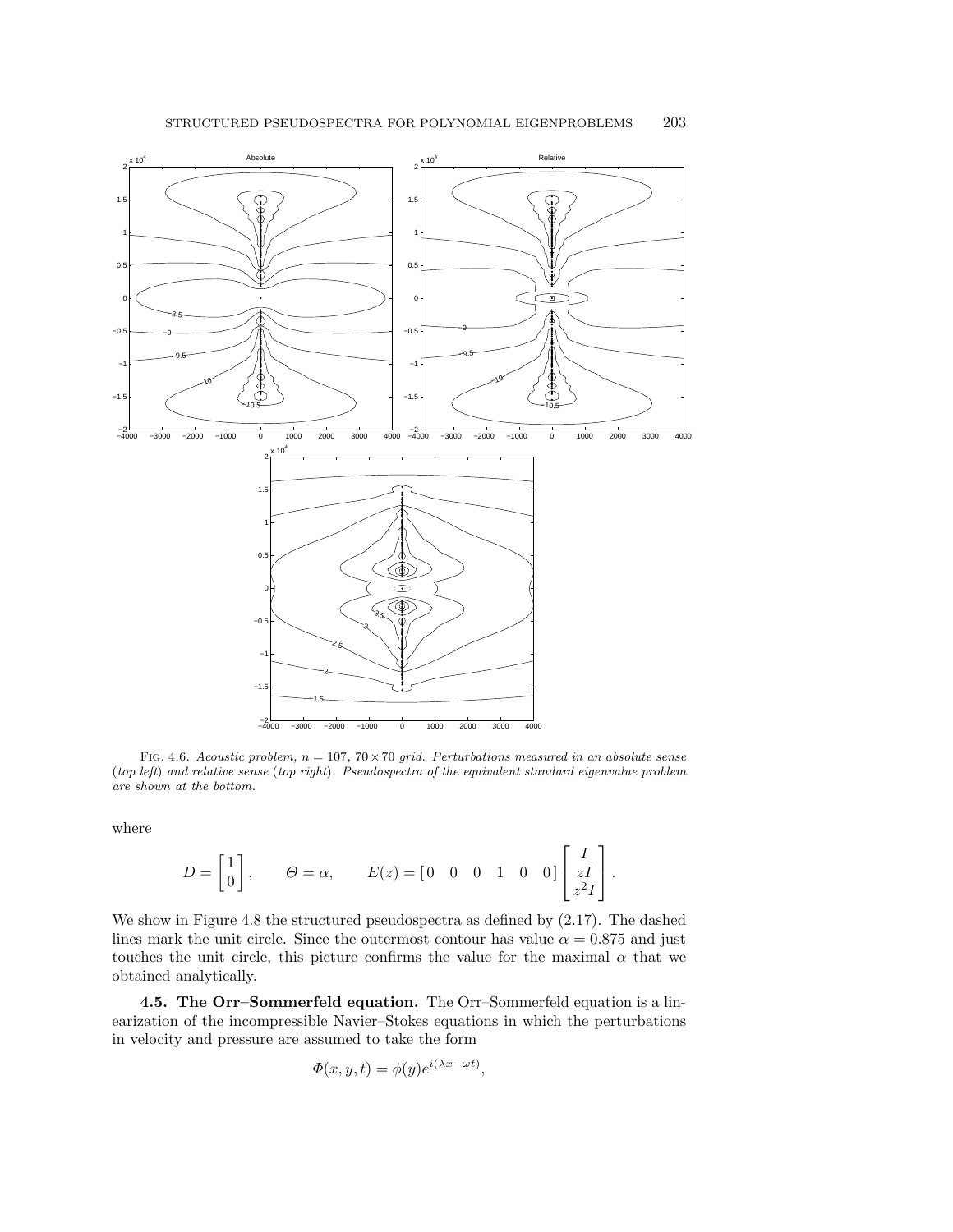Fig. 4.6. *Acoustic problem, $n = 107$, $70 \times 70$ grid. Perturbations measured in an absolute sense* (*top left*) *and relative sense* (*top right*). *Pseudospectra of the equivalent standard eigenvalue problem are shown at the bottom.*

where

$$D = \begin{bmatrix} 1 \\ 0 \end{bmatrix}, \qquad \Theta = \alpha, \qquad E(z) = \begin{bmatrix} 0 & 0 & 0 & 1 & 0 & 0 \end{bmatrix} \begin{bmatrix} I \\ zI \\ z^2 I \end{bmatrix}.$$

We show in Figure 4.8 the structured pseudospectra as defined by (2.17). The dashed lines mark the unit circle. Since the outermost contour has value $\alpha = 0.875$ and just touches the unit circle, this picture confirms the value for the maximal $\alpha$ that we obtained analytically.

**4.5. The Orr–Sommerfeld equation.** The Orr–Sommerfeld equation is a linearization of the incompressible Navier–Stokes equations in which the perturbations in velocity and pressure are assumed to take the form

$$\Phi(x, y, t) = \phi(y) e^{i(\lambda x - \omega t)},$$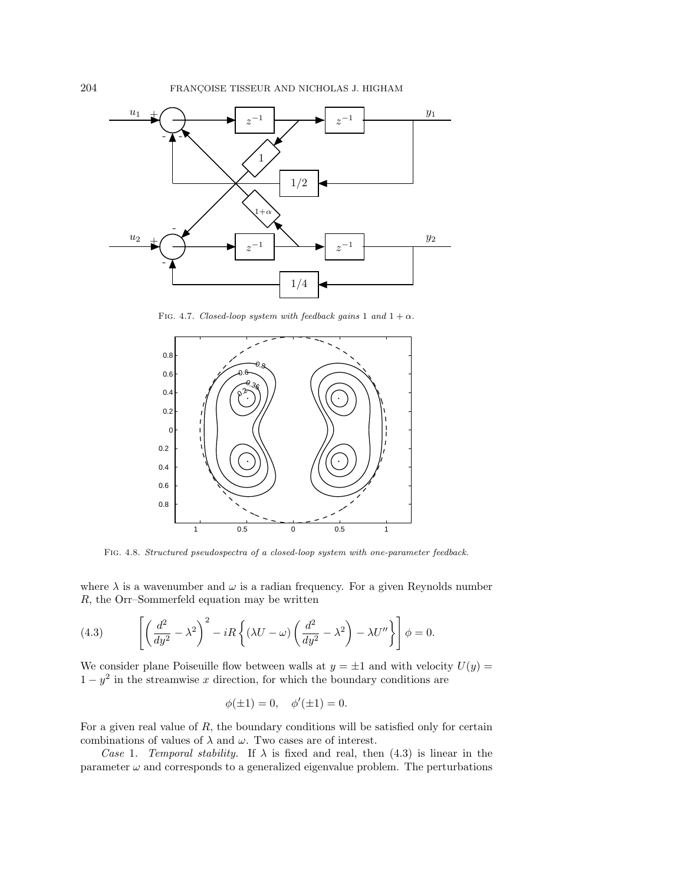FIG. 4.7. *Closed-loop system with feedback gains* 1 *and* $1+\alpha$.

FIG. 4.8. *Structured pseudospectra of a closed-loop system with one-parameter feedback.*

where $\lambda$ is a wavenumber and $\omega$ is a radian frequency. For a given Reynolds number $R$, the Orr–Sommerfeld equation may be written

$$\left[\left(\frac{d^2}{dy^2}-\lambda^2\right)^2 - iR\left\{(\lambda U-\omega)\left(\frac{d^2}{dy^2}-\lambda^2\right)-\lambda U''\right\}\right]\phi = 0. \tag{4.3}$$

We consider plane Poiseuille flow between walls at $y=\pm 1$ and with velocity $U(y) = 1-y^2$ in the streamwise $x$ direction, for which the boundary conditions are

$$\phi(\pm 1) = 0, \quad \phi'(\pm 1) = 0.$$

For a given real value of $R$, the boundary conditions will be satisfied only for certain combinations of values of $\lambda$ and $\omega$. Two cases are of interest.

*Case* 1. *Temporal stability.* If $\lambda$ is fixed and real, then (4.3) is linear in the parameter $\omega$ and corresponds to a generalized eigenvalue problem. The perturbations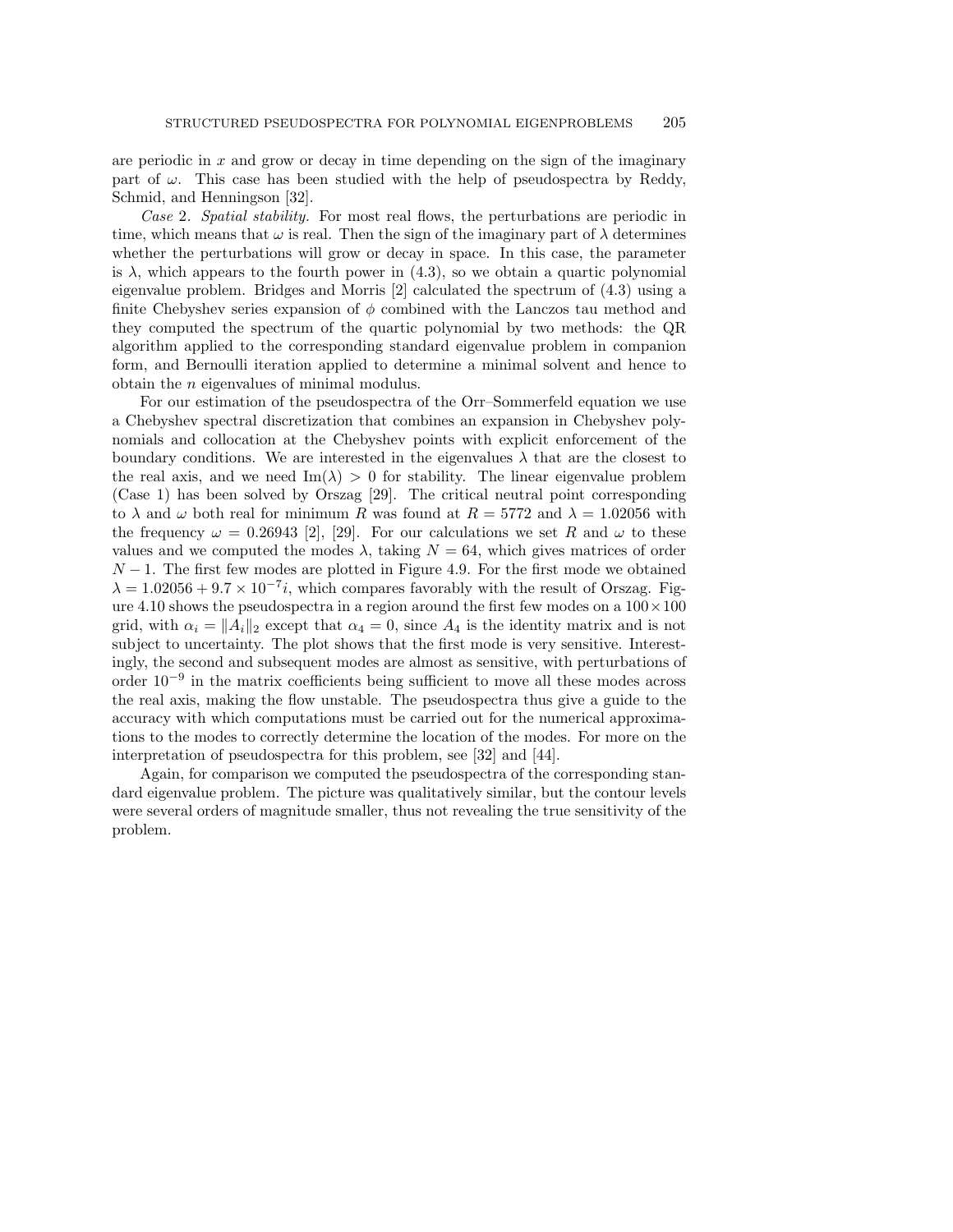are periodic in $x$ and grow or decay in time depending on the sign of the imaginary part of $\omega$. This case has been studied with the help of pseudospectra by Reddy, Schmid, and Henningson [32].

*Case* 2. *Spatial stability.* For most real flows, the perturbations are periodic in time, which means that $\omega$ is real. Then the sign of the imaginary part of $\lambda$ determines whether the perturbations will grow or decay in space. In this case, the parameter is $\lambda$, which appears to the fourth power in (4.3), so we obtain a quartic polynomial eigenvalue problem. Bridges and Morris [2] calculated the spectrum of (4.3) using a finite Chebyshev series expansion of $\phi$ combined with the Lanczos tau method and they computed the spectrum of the quartic polynomial by two methods: the QR algorithm applied to the corresponding standard eigenvalue problem in companion form, and Bernoulli iteration applied to determine a minimal solvent and hence to obtain the $n$ eigenvalues of minimal modulus.

For our estimation of the pseudospectra of the Orr–Sommerfeld equation we use a Chebyshev spectral discretization that combines an expansion in Chebyshev polynomials and collocation at the Chebyshev points with explicit enforcement of the boundary conditions. We are interested in the eigenvalues $\lambda$ that are the closest to the real axis, and we need $\mathrm{Im}(\lambda) > 0$ for stability. The linear eigenvalue problem (Case 1) has been solved by Orszag [29]. The critical neutral point corresponding to $\lambda$ and $\omega$ both real for minimum $R$ was found at $R = 5772$ and $\lambda = 1.02056$ with the frequency $\omega = 0.26943$ [2], [29]. For our calculations we set $R$ and $\omega$ to these values and we computed the modes $\lambda$, taking $N = 64$, which gives matrices of order $N - 1$. The first few modes are plotted in Figure 4.9. For the first mode we obtained $\lambda = 1.02056 + 9.7 \times 10^{-7} i$, which compares favorably with the result of Orszag. Figure 4.10 shows the pseudospectra in a region around the first few modes on a $100 \times 100$ grid, with $\alpha_i = \|A_i\|_2$ except that $\alpha_4 = 0$, since $A_4$ is the identity matrix and is not subject to uncertainty. The plot shows that the first mode is very sensitive. Interestingly, the second and subsequent modes are almost as sensitive, with perturbations of order $10^{-9}$ in the matrix coefficients being sufficient to move all these modes across the real axis, making the flow unstable. The pseudospectra thus give a guide to the accuracy with which computations must be carried out for the numerical approximations to the modes to correctly determine the location of the modes. For more on the interpretation of pseudospectra for this problem, see [32] and [44].

Again, for comparison we computed the pseudospectra of the corresponding standard eigenvalue problem. The picture was qualitatively similar, but the contour levels were several orders of magnitude smaller, thus not revealing the true sensitivity of the problem.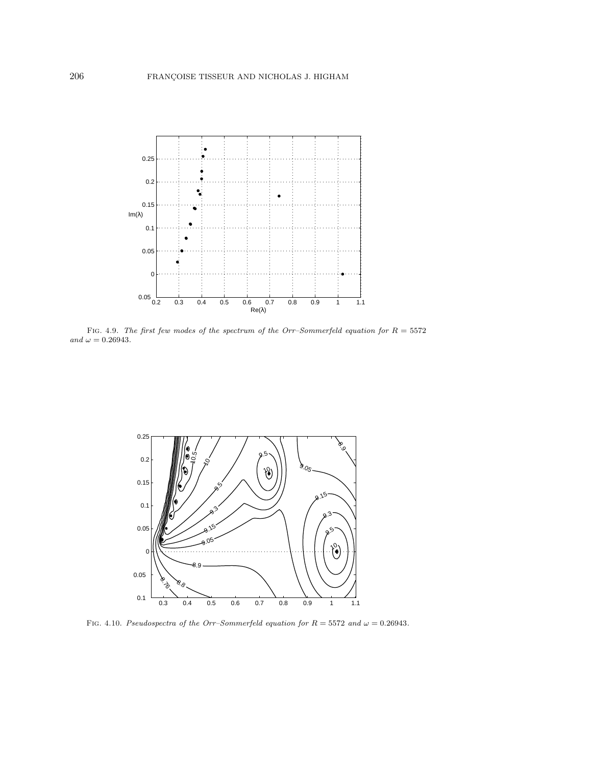FIG. 4.9. *The first few modes of the spectrum of the Orr–Sommerfeld equation for $R = 5572$ and $\omega = 0.26943$.*

FIG. 4.10. *Pseudospectra of the Orr–Sommerfeld equation for $R = 5572$ and $\omega = 0.26943$.*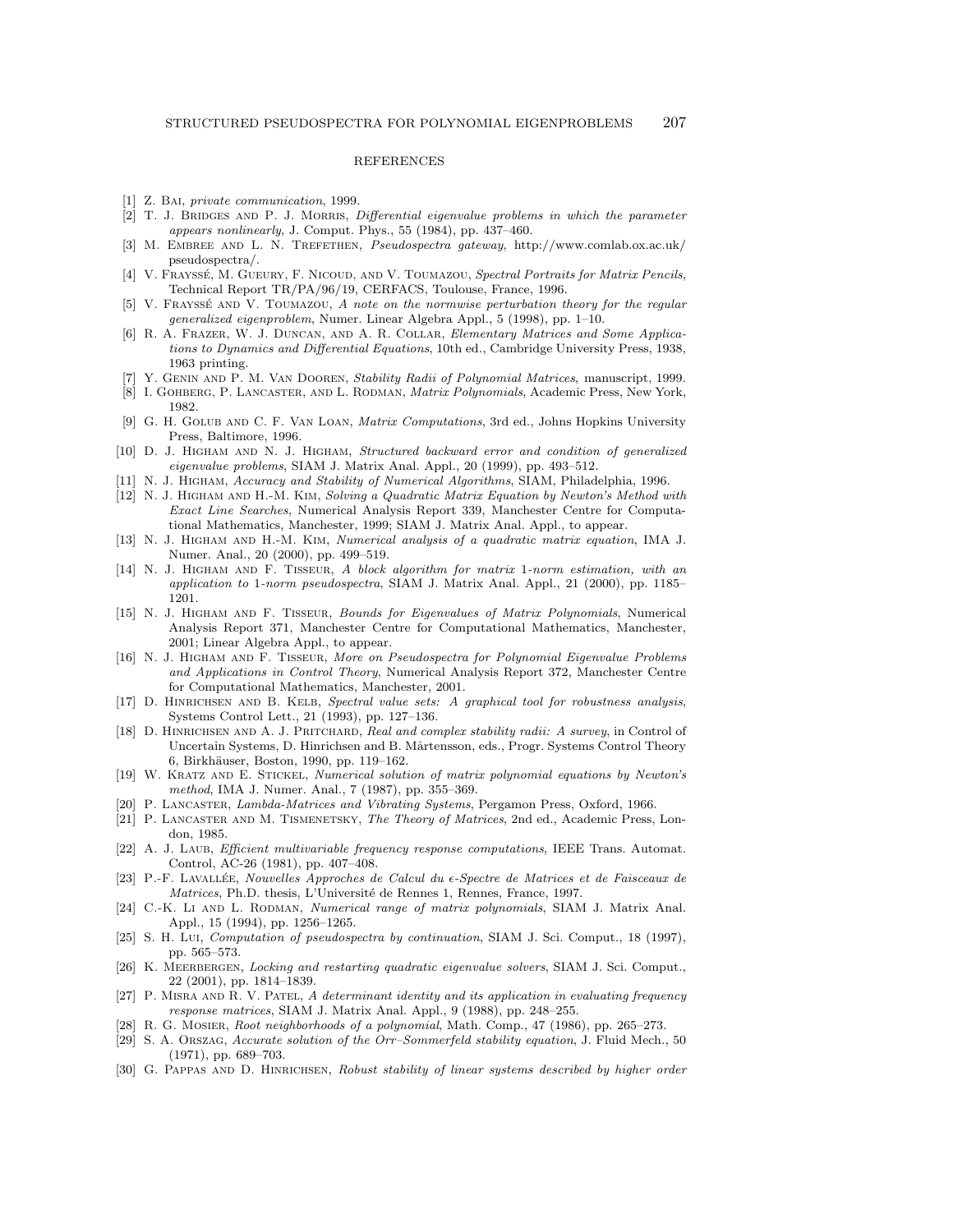## REFERENCES

[1] Z. Bai, *private communication*, 1999.

[2] T. J. Bridges and P. J. Morris, *Differential eigenvalue problems in which the parameter appears nonlinearly*, J. Comput. Phys., 55 (1984), pp. 437–460.

[3] M. Embree and L. N. Trefethen, *Pseudospectra gateway*, http://www.comlab.ox.ac.uk/pseudospectra/.

[4] V. Frayssé, M. Gueury, F. Nicoud, and V. Toumazou, *Spectral Portraits for Matrix Pencils*, Technical Report TR/PA/96/19, CERFACS, Toulouse, France, 1996.

[5] V. Frayssé and V. Toumazou, *A note on the normwise perturbation theory for the regular generalized eigenproblem*, Numer. Linear Algebra Appl., 5 (1998), pp. 1–10.

[6] R. A. Frazer, W. J. Duncan, and A. R. Collar, *Elementary Matrices and Some Applications to Dynamics and Differential Equations*, 10th ed., Cambridge University Press, 1938, 1963 printing.

[7] Y. Genin and P. M. Van Dooren, *Stability Radii of Polynomial Matrices*, manuscript, 1999.

[8] I. Gohberg, P. Lancaster, and L. Rodman, *Matrix Polynomials*, Academic Press, New York, 1982.

[9] G. H. Golub and C. F. Van Loan, *Matrix Computations*, 3rd ed., Johns Hopkins University Press, Baltimore, 1996.

[10] D. J. Higham and N. J. Higham, *Structured backward error and condition of generalized eigenvalue problems*, SIAM J. Matrix Anal. Appl., 20 (1999), pp. 493–512.

[11] N. J. Higham, *Accuracy and Stability of Numerical Algorithms*, SIAM, Philadelphia, 1996.

[12] N. J. Higham and H.-M. Kim, *Solving a Quadratic Matrix Equation by Newton's Method with Exact Line Searches*, Numerical Analysis Report 339, Manchester Centre for Computational Mathematics, Manchester, 1999; SIAM J. Matrix Anal. Appl., to appear.

[13] N. J. Higham and H.-M. Kim, *Numerical analysis of a quadratic matrix equation*, IMA J. Numer. Anal., 20 (2000), pp. 499–519.

[14] N. J. Higham and F. Tisseur, *A block algorithm for matrix 1-norm estimation, with an application to 1-norm pseudospectra*, SIAM J. Matrix Anal. Appl., 21 (2000), pp. 1185–1201.

[15] N. J. Higham and F. Tisseur, *Bounds for Eigenvalues of Matrix Polynomials*, Numerical Analysis Report 371, Manchester Centre for Computational Mathematics, Manchester, 2001; Linear Algebra Appl., to appear.

[16] N. J. Higham and F. Tisseur, *More on Pseudospectra for Polynomial Eigenvalue Problems and Applications in Control Theory*, Numerical Analysis Report 372, Manchester Centre for Computational Mathematics, Manchester, 2001.

[17] D. Hinrichsen and B. Kelb, *Spectral value sets: A graphical tool for robustness analysis*, Systems Control Lett., 21 (1993), pp. 127–136.

[18] D. Hinrichsen and A. J. Pritchard, *Real and complex stability radii: A survey*, in Control of Uncertain Systems, D. Hinrichsen and B. Mårtensson, eds., Progr. Systems Control Theory 6, Birkhäuser, Boston, 1990, pp. 119–162.

[19] W. Kratz and E. Stickel, *Numerical solution of matrix polynomial equations by Newton's method*, IMA J. Numer. Anal., 7 (1987), pp. 355–369.

[20] P. Lancaster, *Lambda-Matrices and Vibrating Systems*, Pergamon Press, Oxford, 1966.

[21] P. Lancaster and M. Tismenetsky, *The Theory of Matrices*, 2nd ed., Academic Press, London, 1985.

[22] A. J. Laub, *Efficient multivariable frequency response computations*, IEEE Trans. Automat. Control, AC-26 (1981), pp. 407–408.

[23] P.-F. Lavallée, *Nouvelles Approches de Calcul du $\epsilon$-Spectre de Matrices et de Faisceaux de Matrices*, Ph.D. thesis, L'Université de Rennes 1, Rennes, France, 1997.

[24] C.-K. Li and L. Rodman, *Numerical range of matrix polynomials*, SIAM J. Matrix Anal. Appl., 15 (1994), pp. 1256–1265.

[25] S. H. Lui, *Computation of pseudospectra by continuation*, SIAM J. Sci. Comput., 18 (1997), pp. 565–573.

[26] K. Meerbergen, *Locking and restarting quadratic eigenvalue solvers*, SIAM J. Sci. Comput., 22 (2001), pp. 1814–1839.

[27] P. Misra and R. V. Patel, *A determinant identity and its application in evaluating frequency response matrices*, SIAM J. Matrix Anal. Appl., 9 (1988), pp. 248–255.

[28] R. G. Mosier, *Root neighborhoods of a polynomial*, Math. Comp., 47 (1986), pp. 265–273.

[29] S. A. Orszag, *Accurate solution of the Orr–Sommerfeld stability equation*, J. Fluid Mech., 50 (1971), pp. 689–703.

[30] G. Pappas and D. Hinrichsen, *Robust stability of linear systems described by higher order*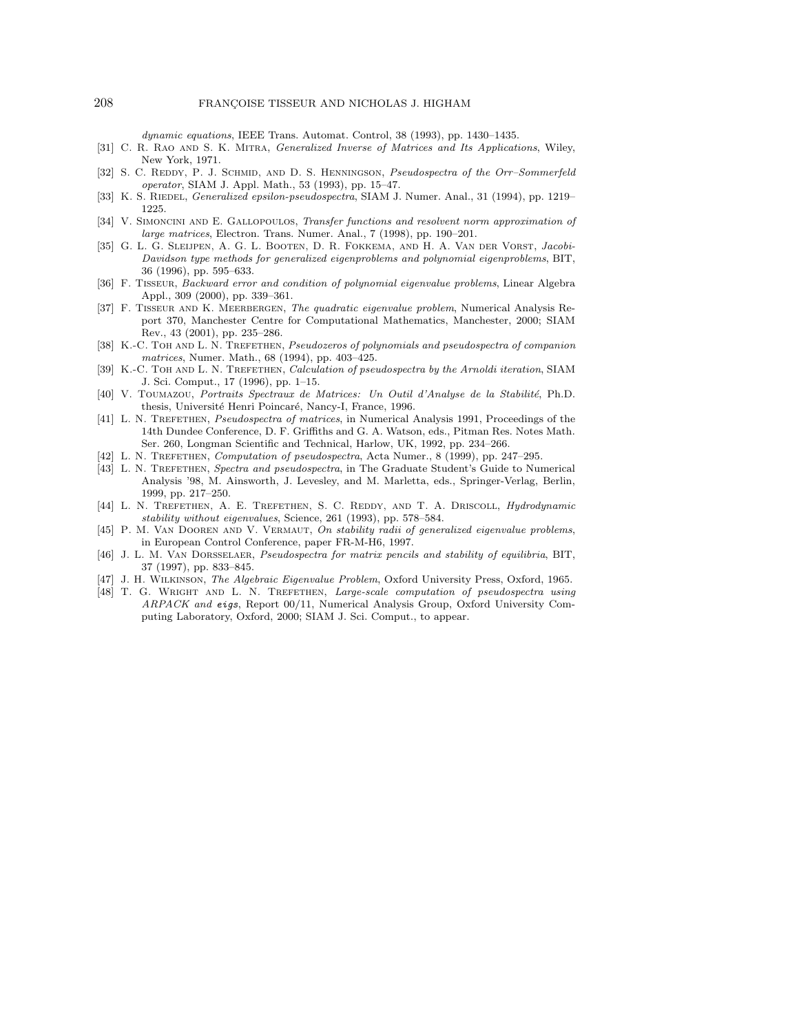*dynamic equations*, IEEE Trans. Automat. Control, 38 (1993), pp. 1430–1435.

[31] C. R. Rao and S. K. Mitra, *Generalized Inverse of Matrices and Its Applications*, Wiley, New York, 1971.

[32] S. C. Reddy, P. J. Schmid, and D. S. Henningson, *Pseudospectra of the Orr–Sommerfeld operator*, SIAM J. Appl. Math., 53 (1993), pp. 15–47.

[33] K. S. Riedel, *Generalized epsilon-pseudospectra*, SIAM J. Numer. Anal., 31 (1994), pp. 1219–1225.

[34] V. Simoncini and E. Gallopoulos, *Transfer functions and resolvent norm approximation of large matrices*, Electron. Trans. Numer. Anal., 7 (1998), pp. 190–201.

[35] G. L. G. Sleijpen, A. G. L. Booten, D. R. Fokkema, and H. A. Van der Vorst, *Jacobi-Davidson type methods for generalized eigenproblems and polynomial eigenproblems*, BIT, 36 (1996), pp. 595–633.

[36] F. Tisseur, *Backward error and condition of polynomial eigenvalue problems*, Linear Algebra Appl., 309 (2000), pp. 339–361.

[37] F. Tisseur and K. Meerbergen, *The quadratic eigenvalue problem*, Numerical Analysis Report 370, Manchester Centre for Computational Mathematics, Manchester, 2000; SIAM Rev., 43 (2001), pp. 235–286.

[38] K.-C. Toh and L. N. Trefethen, *Pseudozeros of polynomials and pseudospectra of companion matrices*, Numer. Math., 68 (1994), pp. 403–425.

[39] K.-C. Toh and L. N. Trefethen, *Calculation of pseudospectra by the Arnoldi iteration*, SIAM J. Sci. Comput., 17 (1996), pp. 1–15.

[40] V. Toumazou, *Portraits Spectraux de Matrices: Un Outil d'Analyse de la Stabilité*, Ph.D. thesis, Université Henri Poincaré, Nancy-I, France, 1996.

[41] L. N. Trefethen, *Pseudospectra of matrices*, in Numerical Analysis 1991, Proceedings of the 14th Dundee Conference, D. F. Griffiths and G. A. Watson, eds., Pitman Res. Notes Math. Ser. 260, Longman Scientific and Technical, Harlow, UK, 1992, pp. 234–266.

[42] L. N. Trefethen, *Computation of pseudospectra*, Acta Numer., 8 (1999), pp. 247–295.

[43] L. N. Trefethen, *Spectra and pseudospectra*, in The Graduate Student's Guide to Numerical Analysis '98, M. Ainsworth, J. Levesley, and M. Marletta, eds., Springer-Verlag, Berlin, 1999, pp. 217–250.

[44] L. N. Trefethen, A. E. Trefethen, S. C. Reddy, and T. A. Driscoll, *Hydrodynamic stability without eigenvalues*, Science, 261 (1993), pp. 578–584.

[45] P. M. Van Dooren and V. Vermaut, *On stability radii of generalized eigenvalue problems*, in European Control Conference, paper FR-M-H6, 1997.

[46] J. L. M. Van Dorsselaer, *Pseudospectra for matrix pencils and stability of equilibria*, BIT, 37 (1997), pp. 833–845.

[47] J. H. Wilkinson, *The Algebraic Eigenvalue Problem*, Oxford University Press, Oxford, 1965.

[48] T. G. Wright and L. N. Trefethen, *Large-scale computation of pseudospectra using ARPACK and eigs*, Report 00/11, Numerical Analysis Group, Oxford University Computing Laboratory, Oxford, 2000; SIAM J. Sci. Comput., to appear.